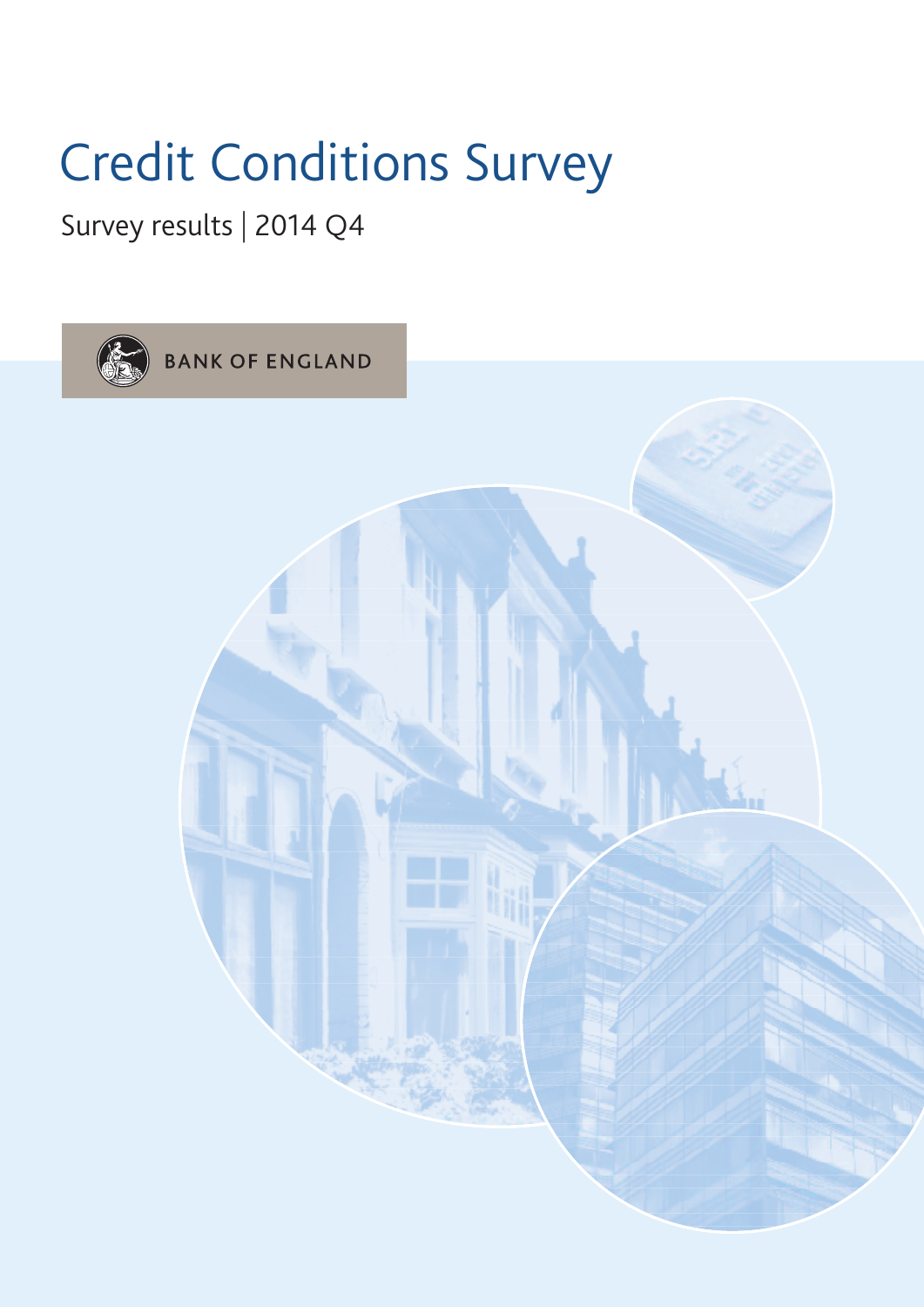# Credit Conditions Survey

Survey results | 2014 Q4

BANK OF ENGLAND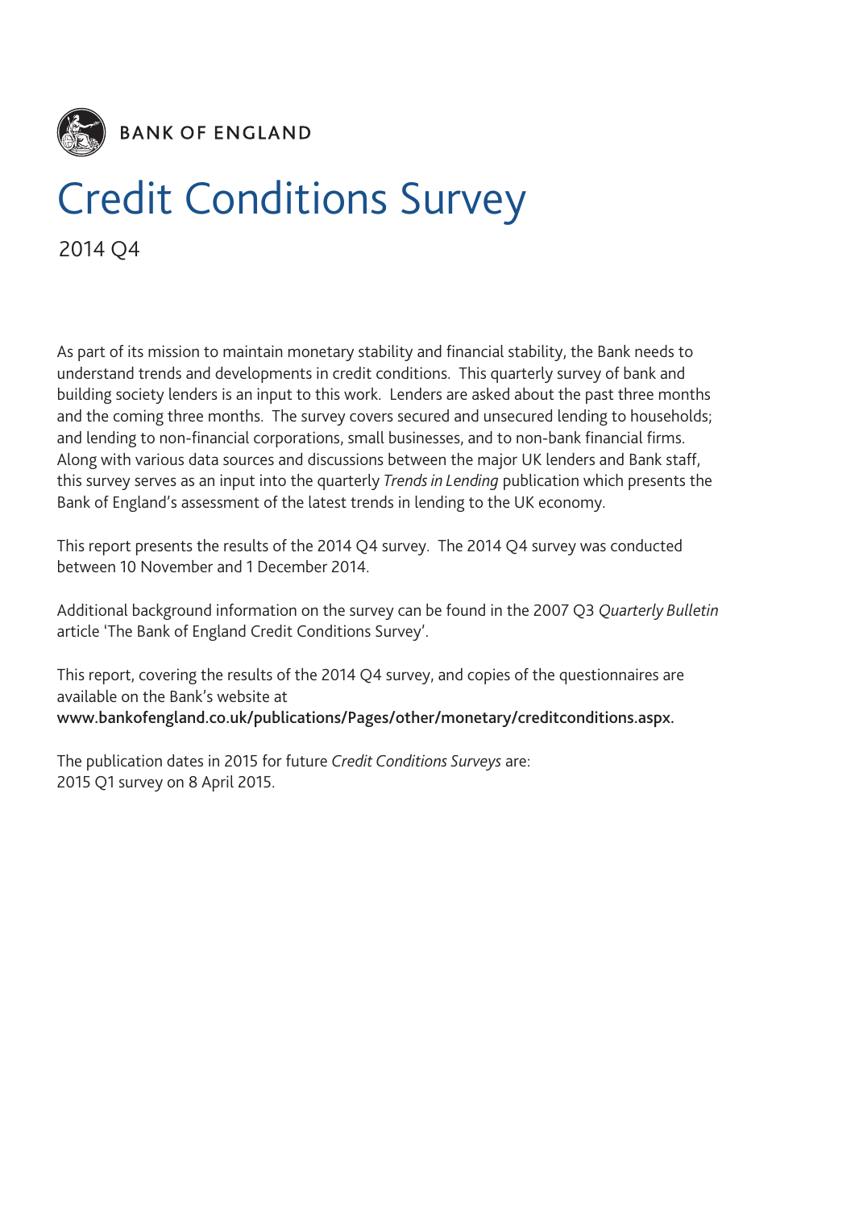BANK OF ENGLAND

# Credit Conditions Survey

2014 Q4

As part of its mission to maintain monetary stability and financial stability, the Bank needs to understand trends and developments in credit conditions. This quarterly survey of bank and building society lenders is an input to this work. Lenders are asked about the past three months and the coming three months. The survey covers secured and unsecured lending to households; and lending to non-financial corporations, small businesses, and to non-bank financial firms. Along with various data sources and discussions between the major UK lenders and Bank staff, this survey serves as an input into the quarterly *Trends in Lending* publication which presents the Bank of England's assessment of the latest trends in lending to the UK economy.

This report presents the results of the 2014 Q4 survey. The 2014 Q4 survey was conducted between 10 November and 1 December 2014.

Additional background information on the survey can be found in the 2007 Q3 *Quarterly Bulletin* article 'The Bank of England Credit Conditions Survey'.

This report, covering the results of the 2014 Q4 survey, and copies of the questionnaires are available on the Bank's website at
**www.bankofengland.co.uk/publications/Pages/other/monetary/creditconditions.aspx.**

The publication dates in 2015 for future *Credit Conditions Surveys* are:
2015 Q1 survey on 8 April 2015.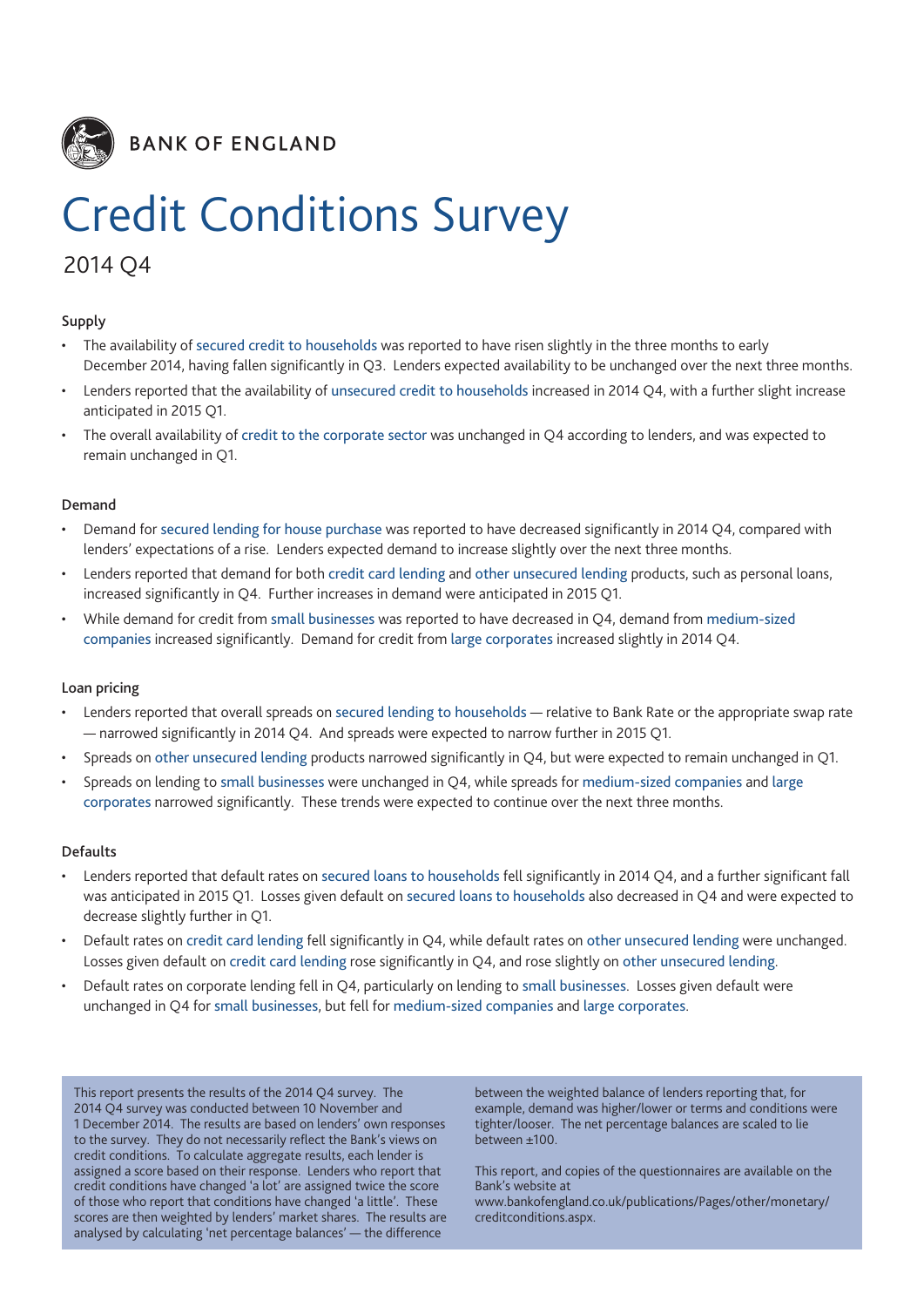BANK OF ENGLAND

# Credit Conditions Survey

## 2014 Q4

### Supply

- The availability of secured credit to households was reported to have risen slightly in the three months to early December 2014, having fallen significantly in Q3. Lenders expected availability to be unchanged over the next three months.
- Lenders reported that the availability of unsecured credit to households increased in 2014 Q4, with a further slight increase anticipated in 2015 Q1.
- The overall availability of credit to the corporate sector was unchanged in Q4 according to lenders, and was expected to remain unchanged in Q1.

### Demand

- Demand for secured lending for house purchase was reported to have decreased significantly in 2014 Q4, compared with lenders' expectations of a rise. Lenders expected demand to increase slightly over the next three months.
- Lenders reported that demand for both credit card lending and other unsecured lending products, such as personal loans, increased significantly in Q4. Further increases in demand were anticipated in 2015 Q1.
- While demand for credit from small businesses was reported to have decreased in Q4, demand from medium-sized companies increased significantly. Demand for credit from large corporates increased slightly in 2014 Q4.

### Loan pricing

- Lenders reported that overall spreads on secured lending to households — relative to Bank Rate or the appropriate swap rate — narrowed significantly in 2014 Q4. And spreads were expected to narrow further in 2015 Q1.
- Spreads on other unsecured lending products narrowed significantly in Q4, but were expected to remain unchanged in Q1.
- Spreads on lending to small businesses were unchanged in Q4, while spreads for medium-sized companies and large corporates narrowed significantly. These trends were expected to continue over the next three months.

### Defaults

- Lenders reported that default rates on secured loans to households fell significantly in 2014 Q4, and a further significant fall was anticipated in 2015 Q1. Losses given default on secured loans to households also decreased in Q4 and were expected to decrease slightly further in Q1.
- Default rates on credit card lending fell significantly in Q4, while default rates on other unsecured lending were unchanged. Losses given default on credit card lending rose significantly in Q4, and rose slightly on other unsecured lending.
- Default rates on corporate lending fell in Q4, particularly on lending to small businesses. Losses given default were unchanged in Q4 for small businesses, but fell for medium-sized companies and large corporates.

This report presents the results of the 2014 Q4 survey. The 2014 Q4 survey was conducted between 10 November and 1 December 2014. The results are based on lenders' own responses to the survey. They do not necessarily reflect the Bank's views on credit conditions. To calculate aggregate results, each lender is assigned a score based on their response. Lenders who report that credit conditions have changed 'a lot' are assigned twice the score of those who report that conditions have changed 'a little'. These scores are then weighted by lenders' market shares. The results are analysed by calculating 'net percentage balances' — the difference between the weighted balance of lenders reporting that, for example, demand was higher/lower or terms and conditions were tighter/looser. The net percentage balances are scaled to lie between ±100.

This report, and copies of the questionnaires are available on the Bank's website at www.bankofengland.co.uk/publications/Pages/other/monetary/creditconditions.aspx.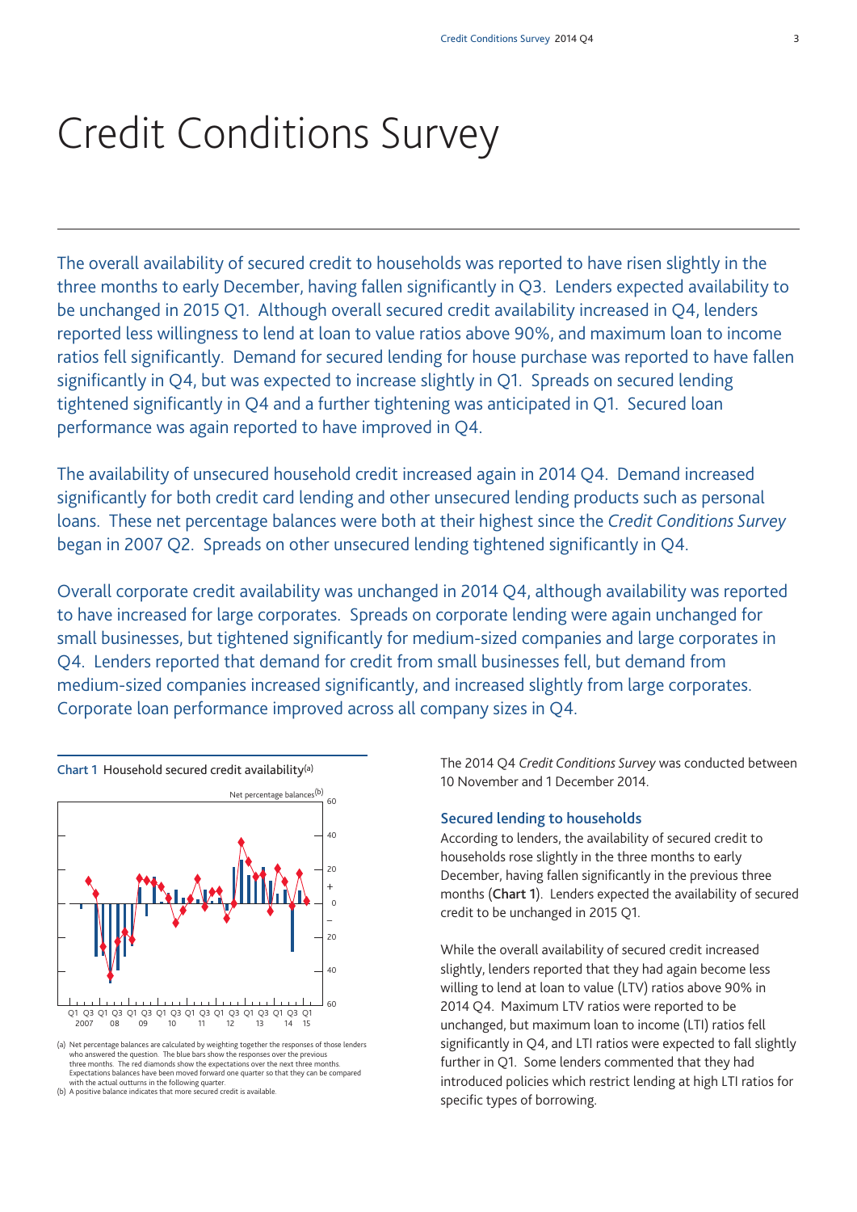# Credit Conditions Survey

The overall availability of secured credit to households was reported to have risen slightly in the three months to early December, having fallen significantly in Q3. Lenders expected availability to be unchanged in 2015 Q1. Although overall secured credit availability increased in Q4, lenders reported less willingness to lend at loan to value ratios above 90%, and maximum loan to income ratios fell significantly. Demand for secured lending for house purchase was reported to have fallen significantly in Q4, but was expected to increase slightly in Q1. Spreads on secured lending tightened significantly in Q4 and a further tightening was anticipated in Q1. Secured loan performance was again reported to have improved in Q4.

The availability of unsecured household credit increased again in 2014 Q4. Demand increased significantly for both credit card lending and other unsecured lending products such as personal loans. These net percentage balances were both at their highest since the *Credit Conditions Survey* began in 2007 Q2. Spreads on other unsecured lending tightened significantly in Q4.

Overall corporate credit availability was unchanged in 2014 Q4, although availability was reported to have increased for large corporates. Spreads on corporate lending were again unchanged for small businesses, but tightened significantly for medium-sized companies and large corporates in Q4. Lenders reported that demand for credit from small businesses fell, but demand from medium-sized companies increased significantly, and increased slightly from large corporates. Corporate loan performance improved across all company sizes in Q4.

**Chart 1** Household secured credit availability(a)

(a) Net percentage balances are calculated by weighting together the responses of those lenders who answered the question. The blue bars show the responses over the previous three months. The red diamonds show the expectations over the next three months. Expectations balances have been moved forward one quarter so that they can be compared with the actual outturns in the following quarter.
(b) A positive balance indicates that more secured credit is available.

The 2014 Q4 *Credit Conditions Survey* was conducted between 10 November and 1 December 2014.

### Secured lending to households

According to lenders, the availability of secured credit to households rose slightly in the three months to early December, having fallen significantly in the previous three months (**Chart 1**). Lenders expected the availability of secured credit to be unchanged in 2015 Q1.

While the overall availability of secured credit increased slightly, lenders reported that they had again become less willing to lend at loan to value (LTV) ratios above 90% in 2014 Q4. Maximum LTV ratios were reported to be unchanged, but maximum loan to income (LTI) ratios fell significantly in Q4, and LTI ratios were expected to fall slightly further in Q1. Some lenders commented that they had introduced policies which restrict lending at high LTI ratios for specific types of borrowing.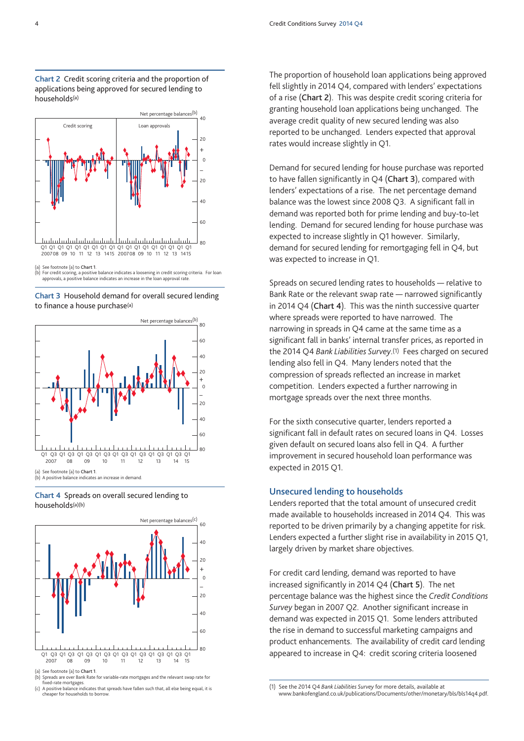**Chart 2** Credit scoring criteria and the proportion of applications being approved for secured lending to households(a)

(a) See footnote (a) to **Chart 1**.
(b) For credit scoring, a positive balance indicates a loosening in credit scoring criteria. For loan approvals, a positive balance indicates an increase in the loan approval rate.

**Chart 3** Household demand for overall secured lending to finance a house purchase(a)

(a) See footnote (a) to **Chart 1**.
(b) A positive balance indicates an increase in demand.

**Chart 4** Spreads on overall secured lending to households(a)(b)

(a) See footnote (a) to **Chart 1**.
(b) Spreads are over Bank Rate for variable-rate mortgages and the relevant swap rate for fixed-rate mortgages.
(c) A positive balance indicates that spreads have fallen such that, all else being equal, it is cheaper for households to borrow.

The proportion of household loan applications being approved fell slightly in 2014 Q4, compared with lenders' expectations of a rise (**Chart 2**). This was despite credit scoring criteria for granting household loan applications being unchanged. The average credit quality of new secured lending was also reported to be unchanged. Lenders expected that approval rates would increase slightly in Q1.

Demand for secured lending for house purchase was reported to have fallen significantly in Q4 (**Chart 3**), compared with lenders' expectations of a rise. The net percentage demand balance was the lowest since 2008 Q3. A significant fall in demand was reported both for prime lending and buy-to-let lending. Demand for secured lending for house purchase was expected to increase slightly in Q1 however. Similarly, demand for secured lending for remortgaging fell in Q4, but was expected to increase in Q1.

Spreads on secured lending rates to households — relative to Bank Rate or the relevant swap rate — narrowed significantly in 2014 Q4 (**Chart 4**). This was the ninth successive quarter where spreads were reported to have narrowed. The narrowing in spreads in Q4 came at the same time as a significant fall in banks' internal transfer prices, as reported in the 2014 Q4 *Bank Liabilities Survey*.[1] Fees charged on secured lending also fell in Q4. Many lenders noted that the compression of spreads reflected an increase in market competition. Lenders expected a further narrowing in mortgage spreads over the next three months.

For the sixth consecutive quarter, lenders reported a significant fall in default rates on secured loans in Q4. Losses given default on secured loans also fell in Q4. A further improvement in secured household loan performance was expected in 2015 Q1.

## Unsecured lending to households

Lenders reported that the total amount of unsecured credit made available to households increased in 2014 Q4. This was reported to be driven primarily by a changing appetite for risk. Lenders expected a further slight rise in availability in 2015 Q1, largely driven by market share objectives.

For credit card lending, demand was reported to have increased significantly in 2014 Q4 (**Chart 5**). The net percentage balance was the highest since the *Credit Conditions Survey* began in 2007 Q2. Another significant increase in demand was expected in 2015 Q1. Some lenders attributed the rise in demand to successful marketing campaigns and product enhancements. The availability of credit card lending appeared to increase in Q4: credit scoring criteria loosened

(1) See the 2014 Q4 *Bank Liabilities Survey* for more details, available at www.bankofengland.co.uk/publications/Documents/other/monetary/bls/bls14q4.pdf.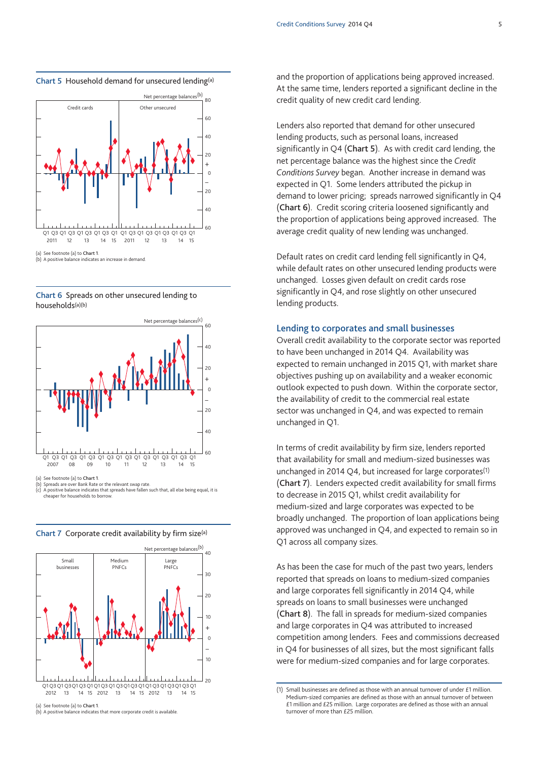**Chart 5** Household demand for unsecured lending(a)

(a) See footnote (a) to **Chart 1**.
(b) A positive balance indicates an increase in demand.

**Chart 6** Spreads on other unsecured lending to households(a)(b)

(a) See footnote (a) to **Chart 1**.
(b) Spreads are over Bank Rate or the relevant swap rate.
(c) A positive balance indicates that spreads have fallen such that, all else being equal, it is cheaper for households to borrow.

**Chart 7** Corporate credit availability by firm size(a)

(a) See footnote (a) to **Chart 1**.
(b) A positive balance indicates that more corporate credit is available.

and the proportion of applications being approved increased. At the same time, lenders reported a significant decline in the credit quality of new credit card lending.

Lenders also reported that demand for other unsecured lending products, such as personal loans, increased significantly in Q4 (**Chart 5**). As with credit card lending, the net percentage balance was the highest since the *Credit Conditions Survey* began. Another increase in demand was expected in Q1. Some lenders attributed the pickup in demand to lower pricing; spreads narrowed significantly in Q4 (**Chart 6**). Credit scoring criteria loosened significantly and the proportion of applications being approved increased. The average credit quality of new lending was unchanged.

Default rates on credit card lending fell significantly in Q4, while default rates on other unsecured lending products were unchanged. Losses given default on credit cards rose significantly in Q4, and rose slightly on other unsecured lending products.

## Lending to corporates and small businesses

Overall credit availability to the corporate sector was reported to have been unchanged in 2014 Q4. Availability was expected to remain unchanged in 2015 Q1, with market share objectives pushing up on availability and a weaker economic outlook expected to push down. Within the corporate sector, the availability of credit to the commercial real estate sector was unchanged in Q4, and was expected to remain unchanged in Q1.

In terms of credit availability by firm size, lenders reported that availability for small and medium-sized businesses was unchanged in 2014 Q4, but increased for large corporates(1) (**Chart 7**). Lenders expected credit availability for small firms to decrease in 2015 Q1, whilst credit availability for medium-sized and large corporates was expected to be broadly unchanged. The proportion of loan applications being approved was unchanged in Q4, and expected to remain so in Q1 across all company sizes.

As has been the case for much of the past two years, lenders reported that spreads on loans to medium-sized companies and large corporates fell significantly in 2014 Q4, while spreads on loans to small businesses were unchanged (**Chart 8**). The fall in spreads for medium-sized companies and large corporates in Q4 was attributed to increased competition among lenders. Fees and commissions decreased in Q4 for businesses of all sizes, but the most significant falls were for medium-sized companies and for large corporates.

(1) Small businesses are defined as those with an annual turnover of under £1 million. Medium-sized companies are defined as those with an annual turnover of between £1 million and £25 million. Large corporates are defined as those with an annual turnover of more than £25 million.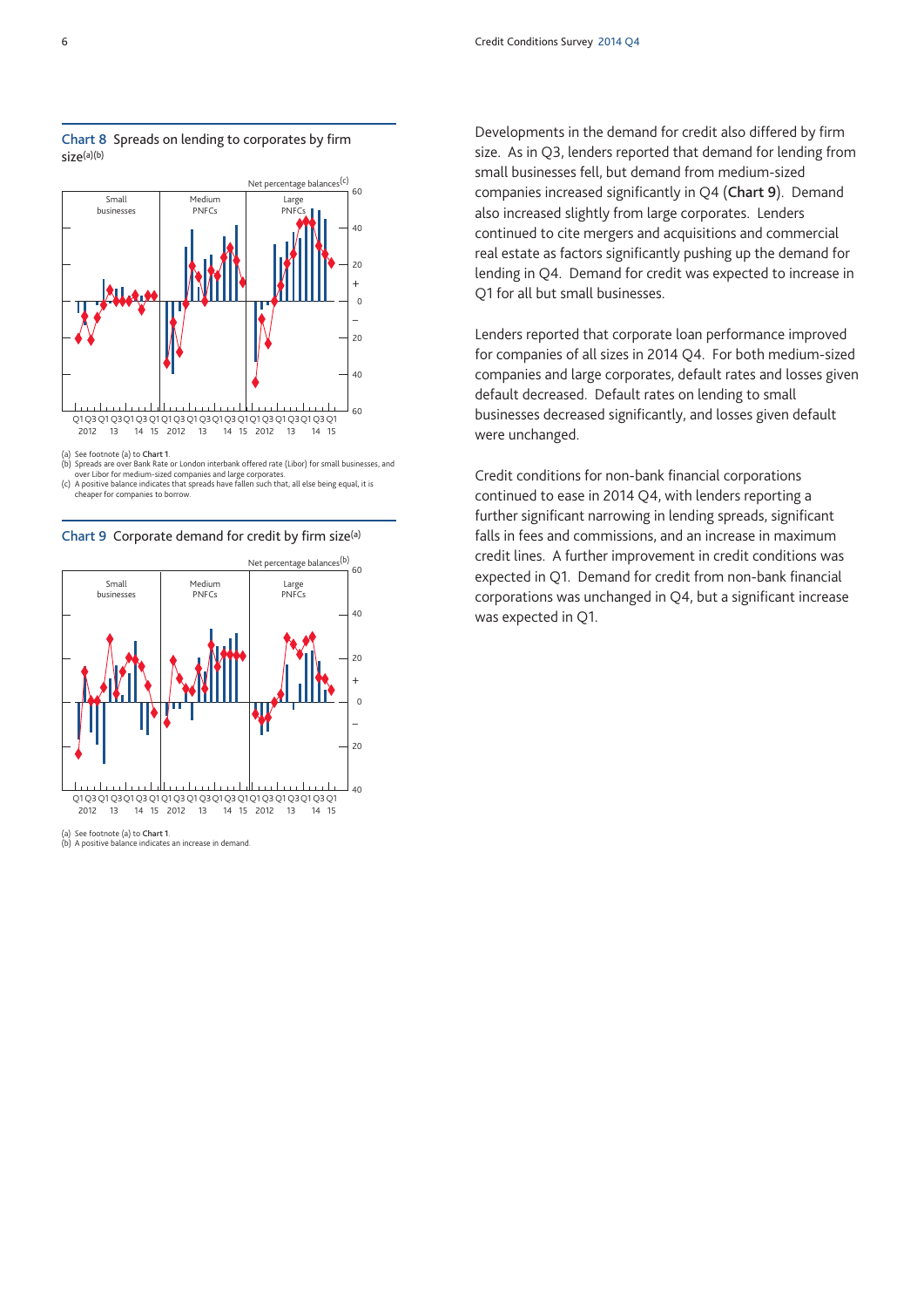**Chart 8** Spreads on lending to corporates by firm size(a)(b)

(a) See footnote (a) to **Chart 1**.
(b) Spreads are over Bank Rate or London interbank offered rate (Libor) for small businesses, and over Libor for medium-sized companies and large corporates.
(c) A positive balance indicates that spreads have fallen such that, all else being equal, it is cheaper for companies to borrow.

**Chart 9** Corporate demand for credit by firm size(a)

(a) See footnote (a) to **Chart 1**.
(b) A positive balance indicates an increase in demand.

Developments in the demand for credit also differed by firm size. As in Q3, lenders reported that demand for lending from small businesses fell, but demand from medium-sized companies increased significantly in Q4 (**Chart 9**). Demand also increased slightly from large corporates. Lenders continued to cite mergers and acquisitions and commercial real estate as factors significantly pushing up the demand for lending in Q4. Demand for credit was expected to increase in Q1 for all but small businesses.

Lenders reported that corporate loan performance improved for companies of all sizes in 2014 Q4. For both medium-sized companies and large corporates, default rates and losses given default decreased. Default rates on lending to small businesses decreased significantly, and losses given default were unchanged.

Credit conditions for non-bank financial corporations continued to ease in 2014 Q4, with lenders reporting a further significant narrowing in lending spreads, significant falls in fees and commissions, and an increase in maximum credit lines. A further improvement in credit conditions was expected in Q1. Demand for credit from non-bank financial corporations was unchanged in Q4, but a significant increase was expected in Q1.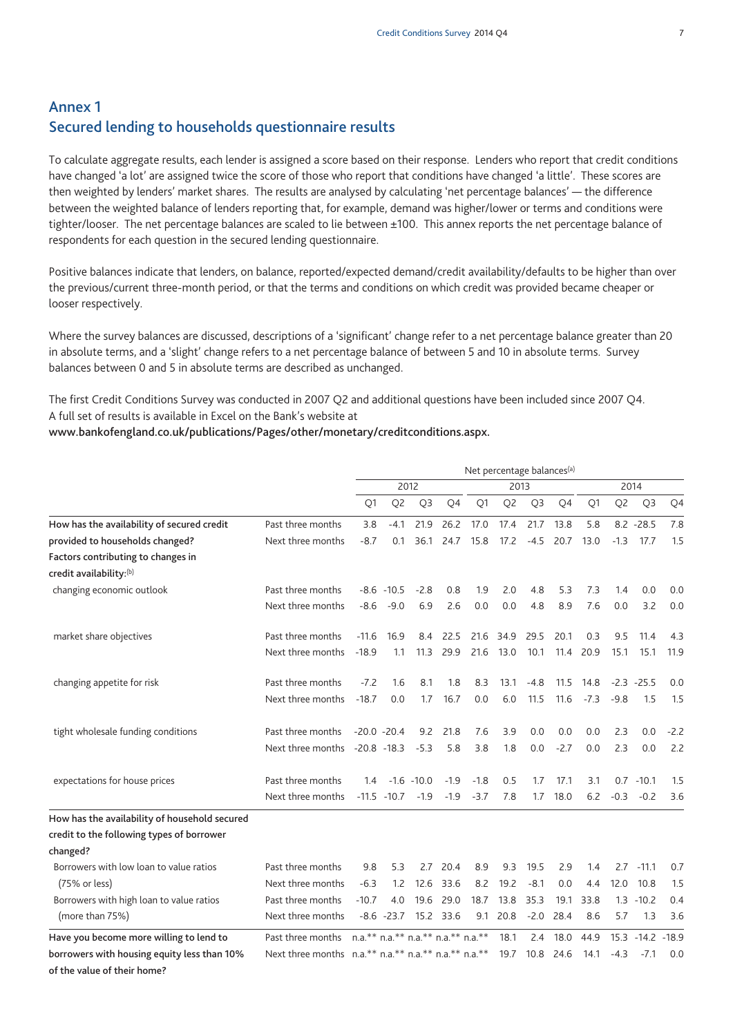## Annex 1
## Secured lending to households questionnaire results

To calculate aggregate results, each lender is assigned a score based on their response. Lenders who report that credit conditions have changed 'a lot' are assigned twice the score of those who report that conditions have changed 'a little'. These scores are then weighted by lenders' market shares. The results are analysed by calculating 'net percentage balances' — the difference between the weighted balance of lenders reporting that, for example, demand was higher/lower or terms and conditions were tighter/looser. The net percentage balances are scaled to lie between ±100. This annex reports the net percentage balance of respondents for each question in the secured lending questionnaire.

Positive balances indicate that lenders, on balance, reported/expected demand/credit availability/defaults to be higher than over the previous/current three-month period, or that the terms and conditions on which credit was provided became cheaper or looser respectively.

Where the survey balances are discussed, descriptions of a 'significant' change refer to a net percentage balance greater than 20 in absolute terms, and a 'slight' change refers to a net percentage balance of between 5 and 10 in absolute terms. Survey balances between 0 and 5 in absolute terms are described as unchanged.

The first Credit Conditions Survey was conducted in 2007 Q2 and additional questions have been included since 2007 Q4. A full set of results is available in Excel on the Bank's website at
**www.bankofengland.co.uk/publications/Pages/other/monetary/creditconditions.aspx.**

| | | Net percentage balances[(a)] | | | | | | | | | | | |
|---|---|---|---|---|---|---|---|---|---|---|---|---|---|
| | | 2012 | | | | 2013 | | | | 2014 | | | |
| | | Q1 | Q2 | Q3 | Q4 | Q1 | Q2 | Q3 | Q4 | Q1 | Q2 | Q3 | Q4 |
| **How has the availability of secured credit provided to households changed?** | Past three months | 3.8 | -4.1 | 21.9 | 26.2 | 17.0 | 17.4 | 21.7 | 13.8 | 5.8 | 8.2 | -28.5 | 7.8 |
| | Next three months | -8.7 | 0.1 | 36.1 | 24.7 | 15.8 | 17.2 | -4.5 | 20.7 | 13.0 | -1.3 | 17.7 | 1.5 |
| **Factors contributing to changes in credit availability:[(b)]** | | | | | | | | | | | | | |
| changing economic outlook | Past three months | -8.6 | -10.5 | -2.8 | 0.8 | 1.9 | 2.0 | 4.8 | 5.3 | 7.3 | 1.4 | 0.0 | 0.0 |
| | Next three months | -8.6 | -9.0 | 6.9 | 2.6 | 0.0 | 0.0 | 4.8 | 8.9 | 7.6 | 0.0 | 3.2 | 0.0 |
| market share objectives | Past three months | -11.6 | 16.9 | 8.4 | 22.5 | 21.6 | 34.9 | 29.5 | 20.1 | 0.3 | 9.5 | 11.4 | 4.3 |
| | Next three months | -18.9 | 1.1 | 11.3 | 29.9 | 21.6 | 13.0 | 10.1 | 11.4 | 20.9 | 15.1 | 15.1 | 11.9 |
| changing appetite for risk | Past three months | -7.2 | 1.6 | 8.1 | 1.8 | 8.3 | 13.1 | -4.8 | 11.5 | 14.8 | -2.3 | -25.5 | 0.0 |
| | Next three months | -18.7 | 0.0 | 1.7 | 16.7 | 0.0 | 6.0 | 11.5 | 11.6 | -7.3 | -9.8 | 1.5 | 1.5 |
| tight wholesale funding conditions | Past three months | -20.0 | -20.4 | 9.2 | 21.8 | 7.6 | 3.9 | 0.0 | 0.0 | 0.0 | 2.3 | 0.0 | -2.2 |
| | Next three months | -20.8 | -18.3 | -5.3 | 5.8 | 3.8 | 1.8 | 0.0 | -2.7 | 0.0 | 2.3 | 0.0 | 2.2 |
| expectations for house prices | Past three months | 1.4 | -1.6 | -10.0 | -1.9 | -1.8 | 0.5 | 1.7 | 17.1 | 3.1 | 0.7 | -10.1 | 1.5 |
| | Next three months | -11.5 | -10.7 | -1.9 | -1.9 | -3.7 | 7.8 | 1.7 | 18.0 | 6.2 | -0.3 | -0.2 | 3.6 |
| **How has the availability of household secured credit to the following types of borrower changed?** | | | | | | | | | | | | | |
| Borrowers with low loan to value ratios (75% or less) | Past three months | 9.8 | 5.3 | 2.7 | 20.4 | 8.9 | 9.3 | 19.5 | 2.9 | 1.4 | 2.7 | -11.1 | 0.7 |
| | Next three months | -6.3 | 1.2 | 12.6 | 33.6 | 8.2 | 19.2 | -8.1 | 0.0 | 4.4 | 12.0 | 10.8 | 1.5 |
| Borrowers with high loan to value ratios (more than 75%) | Past three months | -10.7 | 4.0 | 19.6 | 29.0 | 18.7 | 13.8 | 35.3 | 19.1 | 33.8 | 1.3 | -10.2 | 0.4 |
| | Next three months | -8.6 | -23.7 | 15.2 | 33.6 | 9.1 | 20.8 | -2.0 | 28.4 | 8.6 | 5.7 | 1.3 | 3.6 |
| **Have you become more willing to lend to borrowers with housing equity less than 10% of the value of their home?** | Past three months | n.a.** | n.a.** | n.a.** | n.a.** | n.a.** | 18.1 | 2.4 | 18.0 | 44.9 | 15.3 | -14.2 | -18.9 |
| | Next three months | n.a.** | n.a.** | n.a.** | n.a.** | n.a.** | 19.7 | 10.8 | 24.6 | 14.1 | -4.3 | -7.1 | 0.0 |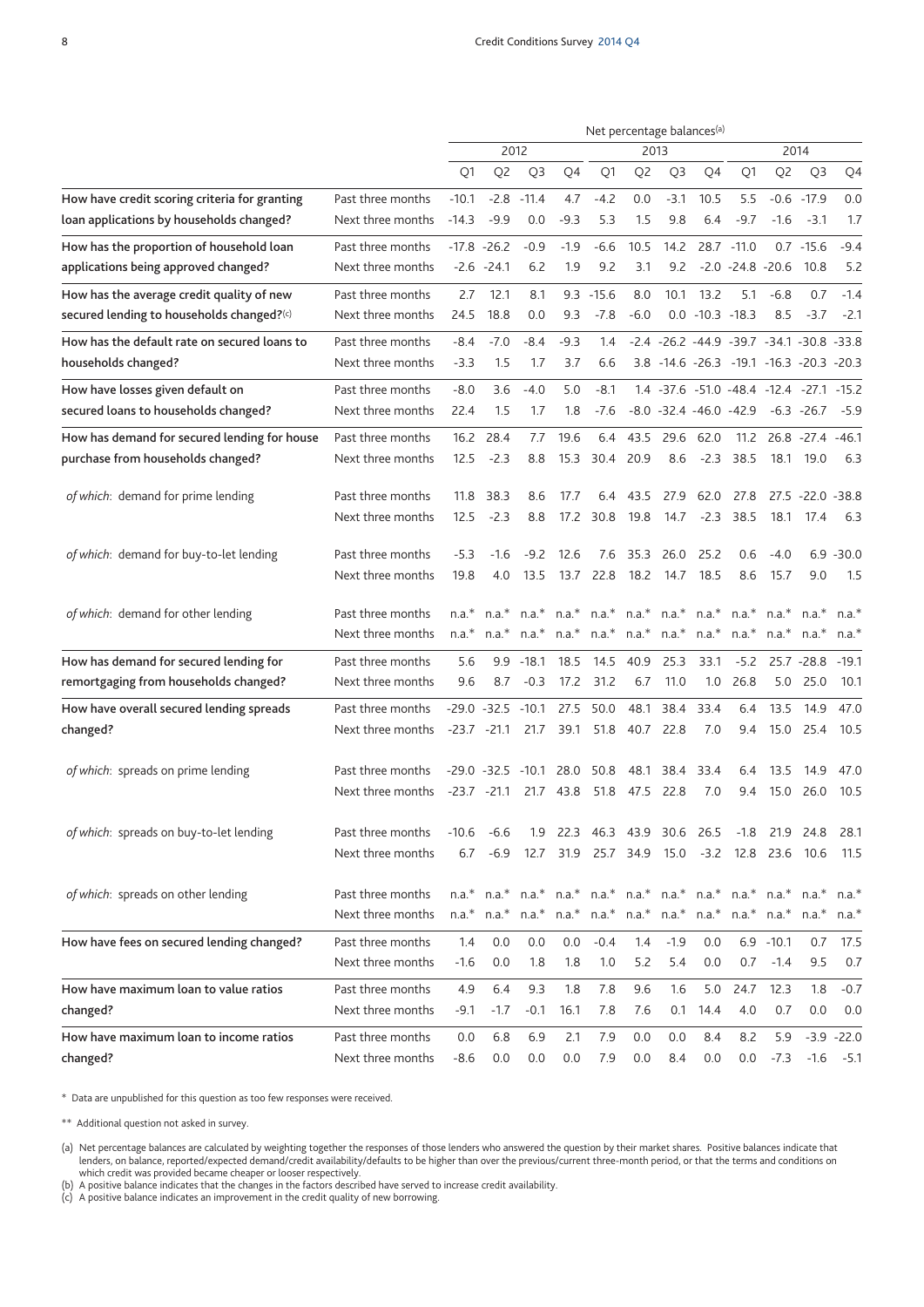| | | Net percentage balances(a) | | | | | | | | | | | |
|---|---|---|---|---|---|---|---|---|---|---|---|---|---|
| | | 2012 | | | | 2013 | | | | 2014 | | | |
| | | Q1 | Q2 | Q3 | Q4 | Q1 | Q2 | Q3 | Q4 | Q1 | Q2 | Q3 | Q4 |
| How have credit scoring criteria for granting loan applications by households changed? | Past three months | -10.1 | -2.8 | -11.4 | 4.7 | -4.2 | 0.0 | -3.1 | 10.5 | 5.5 | -0.6 | -17.9 | 0.0 |
| | Next three months | -14.3 | -9.9 | 0.0 | -9.3 | 5.3 | 1.5 | 9.8 | 6.4 | -9.7 | -1.6 | -3.1 | 1.7 |
| How has the proportion of household loan applications being approved changed? | Past three months | -17.8 | -26.2 | -0.9 | -1.9 | -6.6 | 10.5 | 14.2 | 28.7 | -11.0 | 0.7 | -15.6 | -9.4 |
| | Next three months | -2.6 | -24.1 | 6.2 | 1.9 | 9.2 | 3.1 | 9.2 | -2.0 | -24.8 | -20.6 | 10.8 | 5.2 |
| How has the average credit quality of new secured lending to households changed?(c) | Past three months | 2.7 | 12.1 | 8.1 | 9.3 | -15.6 | 8.0 | 10.1 | 13.2 | 5.1 | -6.8 | 0.7 | -1.4 |
| | Next three months | 24.5 | 18.8 | 0.0 | 9.3 | -7.8 | -6.0 | 0.0 | -10.3 | -18.3 | 8.5 | -3.7 | -2.1 |
| How has the default rate on secured loans to households changed? | Past three months | -8.4 | -7.0 | -8.4 | -9.3 | 1.4 | -2.4 | -26.2 | -44.9 | -39.7 | -34.1 | -30.8 | -33.8 |
| | Next three months | -3.3 | 1.5 | 1.7 | 3.7 | 6.6 | 3.8 | -14.6 | -26.3 | -19.1 | -16.3 | -20.3 | -20.3 |
| How have losses given default on secured loans to households changed? | Past three months | -8.0 | 3.6 | -4.0 | 5.0 | -8.1 | 1.4 | -37.6 | -51.0 | -48.4 | -12.4 | -27.1 | -15.2 |
| | Next three months | 22.4 | 1.5 | 1.7 | 1.8 | -7.6 | -8.0 | -32.4 | -46.0 | -42.9 | -6.3 | -26.7 | -5.9 |
| How has demand for secured lending for house purchase from households changed? | Past three months | 16.2 | 28.4 | 7.7 | 19.6 | 6.4 | 43.5 | 29.6 | 62.0 | 11.2 | 26.8 | -27.4 | -46.1 |
| | Next three months | 12.5 | -2.3 | 8.8 | 15.3 | 30.4 | 20.9 | 8.6 | -2.3 | 38.5 | 18.1 | 19.0 | 6.3 |
| *of which*: demand for prime lending | Past three months | 11.8 | 38.3 | 8.6 | 17.7 | 6.4 | 43.5 | 27.9 | 62.0 | 27.8 | 27.5 | -22.0 | -38.8 |
| | Next three months | 12.5 | -2.3 | 8.8 | 17.2 | 30.8 | 19.8 | 14.7 | -2.3 | 38.5 | 18.1 | 17.4 | 6.3 |
| *of which*: demand for buy-to-let lending | Past three months | -5.3 | -1.6 | -9.2 | 12.6 | 7.6 | 35.3 | 26.0 | 25.2 | 0.6 | -4.0 | 6.9 | -30.0 |
| | Next three months | 19.8 | 4.0 | 13.5 | 13.7 | 22.8 | 18.2 | 14.7 | 18.5 | 8.6 | 15.7 | 9.0 | 1.5 |
| *of which*: demand for other lending | Past three months | n.a.* | n.a.* | n.a.* | n.a.* | n.a.* | n.a.* | n.a.* | n.a.* | n.a.* | n.a.* | n.a.* | n.a.* |
| | Next three months | n.a.* | n.a.* | n.a.* | n.a.* | n.a.* | n.a.* | n.a.* | n.a.* | n.a.* | n.a.* | n.a.* | n.a.* |
| How has demand for secured lending for remortgaging from households changed? | Past three months | 5.6 | 9.9 | -18.1 | 18.5 | 14.5 | 40.9 | 25.3 | 33.1 | -5.2 | 25.7 | -28.8 | -19.1 |
| | Next three months | 9.6 | 8.7 | -0.3 | 17.2 | 31.2 | 6.7 | 11.0 | 1.0 | 26.8 | 5.0 | 25.0 | 10.1 |
| How have overall secured lending spreads changed? | Past three months | -29.0 | -32.5 | -10.1 | 27.5 | 50.0 | 48.1 | 38.4 | 33.4 | 6.4 | 13.5 | 14.9 | 47.0 |
| | Next three months | -23.7 | -21.1 | 21.7 | 39.1 | 51.8 | 40.7 | 22.8 | 7.0 | 9.4 | 15.0 | 25.4 | 10.5 |
| *of which*: spreads on prime lending | Past three months | -29.0 | -32.5 | -10.1 | 28.0 | 50.8 | 48.1 | 38.4 | 33.4 | 6.4 | 13.5 | 14.9 | 47.0 |
| | Next three months | -23.7 | -21.1 | 21.7 | 43.8 | 51.8 | 47.5 | 22.8 | 7.0 | 9.4 | 15.0 | 26.0 | 10.5 |
| *of which*: spreads on buy-to-let lending | Past three months | -10.6 | -6.6 | 1.9 | 22.3 | 46.3 | 43.9 | 30.6 | 26.5 | -1.8 | 21.9 | 24.8 | 28.1 |
| | Next three months | 6.7 | -6.9 | 12.7 | 31.9 | 25.7 | 34.9 | 15.0 | -3.2 | 12.8 | 23.6 | 10.6 | 11.5 |
| *of which*: spreads on other lending | Past three months | n.a.* | n.a.* | n.a.* | n.a.* | n.a.* | n.a.* | n.a.* | n.a.* | n.a.* | n.a.* | n.a.* | n.a.* |
| | Next three months | n.a.* | n.a.* | n.a.* | n.a.* | n.a.* | n.a.* | n.a.* | n.a.* | n.a.* | n.a.* | n.a.* | n.a.* |
| How have fees on secured lending changed? | Past three months | 1.4 | 0.0 | 0.0 | 0.0 | -0.4 | 1.4 | -1.9 | 0.0 | 6.9 | -10.1 | 0.7 | 17.5 |
| | Next three months | -1.6 | 0.0 | 1.8 | 1.8 | 1.0 | 5.2 | 5.4 | 0.0 | 0.7 | -1.4 | 9.5 | 0.7 |
| How have maximum loan to value ratios changed? | Past three months | 4.9 | 6.4 | 9.3 | 1.8 | 7.8 | 9.6 | 1.6 | 5.0 | 24.7 | 12.3 | 1.8 | -0.7 |
| | Next three months | -9.1 | -1.7 | -0.1 | 16.1 | 7.8 | 7.6 | 0.1 | 14.4 | 4.0 | 0.7 | 0.0 | 0.0 |
| How have maximum loan to income ratios changed? | Past three months | 0.0 | 6.8 | 6.9 | 2.1 | 7.9 | 0.0 | 0.0 | 8.4 | 8.2 | 5.9 | -3.9 | -22.0 |
| | Next three months | -8.6 | 0.0 | 0.0 | 0.0 | 7.9 | 0.0 | 8.4 | 0.0 | 0.0 | -7.3 | -1.6 | -5.1 |

\* Data are unpublished for this question as too few responses were received.

\*\* Additional question not asked in survey.

(a) Net percentage balances are calculated by weighting together the responses of those lenders who answered the question by their market shares. Positive balances indicate that lenders, on balance, reported/expected demand/credit availability/defaults to be higher than over the previous/current three-month period, or that the terms and conditions on which credit was provided became cheaper or looser respectively.

(b) A positive balance indicates that the changes in the factors described have served to increase credit availability.

(c) A positive balance indicates an improvement in the credit quality of new borrowing.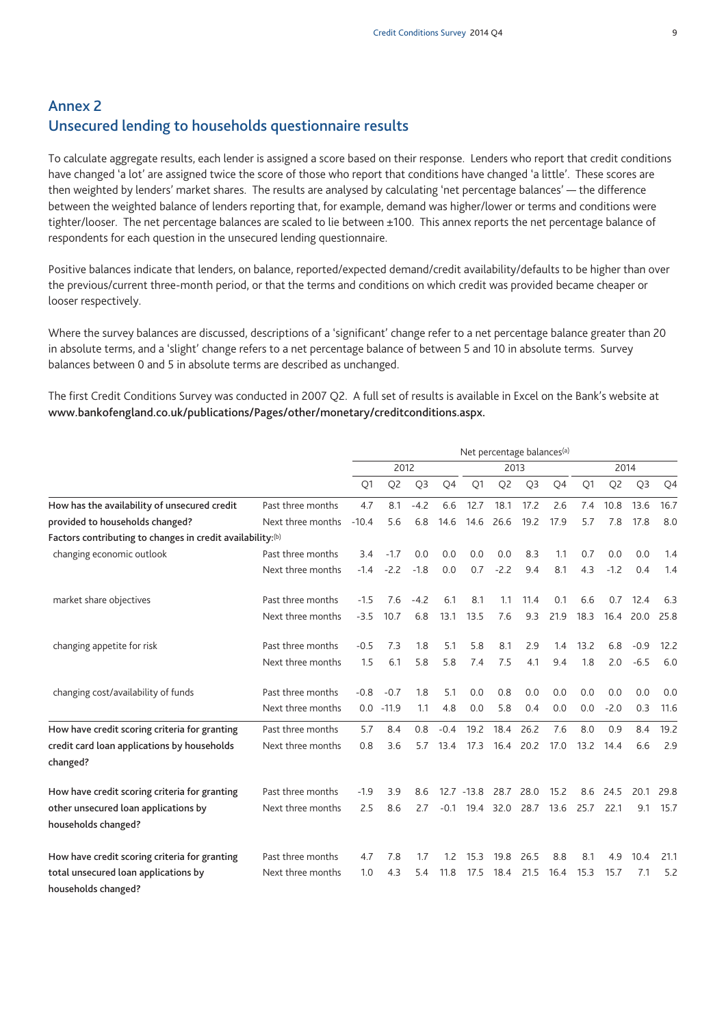## Annex 2
## Unsecured lending to households questionnaire results

To calculate aggregate results, each lender is assigned a score based on their response. Lenders who report that credit conditions have changed 'a lot' are assigned twice the score of those who report that conditions have changed 'a little'. These scores are then weighted by lenders' market shares. The results are analysed by calculating 'net percentage balances' — the difference between the weighted balance of lenders reporting that, for example, demand was higher/lower or terms and conditions were tighter/looser. The net percentage balances are scaled to lie between ±100. This annex reports the net percentage balance of respondents for each question in the unsecured lending questionnaire.

Positive balances indicate that lenders, on balance, reported/expected demand/credit availability/defaults to be higher than over the previous/current three-month period, or that the terms and conditions on which credit was provided became cheaper or looser respectively.

Where the survey balances are discussed, descriptions of a 'significant' change refer to a net percentage balance greater than 20 in absolute terms, and a 'slight' change refers to a net percentage balance of between 5 and 10 in absolute terms. Survey balances between 0 and 5 in absolute terms are described as unchanged.

The first Credit Conditions Survey was conducted in 2007 Q2. A full set of results is available in Excel on the Bank's website at **www.bankofengland.co.uk/publications/Pages/other/monetary/creditconditions.aspx.**

| | | Net percentage balances[a] | | | | | | | | | | | |
|---|---|---|---|---|---|---|---|---|---|---|---|---|---|
| | | 2012 | | | | 2013 | | | | 2014 | | | |
| | | Q1 | Q2 | Q3 | Q4 | Q1 | Q2 | Q3 | Q4 | Q1 | Q2 | Q3 | Q4 |
| **How has the availability of unsecured credit provided to households changed?** | Past three months | 4.7 | 8.1 | -4.2 | 6.6 | 12.7 | 18.1 | 17.2 | 2.6 | 7.4 | 10.8 | 13.6 | 16.7 |
| | Next three months | -10.4 | 5.6 | 6.8 | 14.6 | 14.6 | 26.6 | 19.2 | 17.9 | 5.7 | 7.8 | 17.8 | 8.0 |
| **Factors contributing to changes in credit availability:**[b] | | | | | | | | | | | | | |
| changing economic outlook | Past three months | 3.4 | -1.7 | 0.0 | 0.0 | 0.0 | 0.0 | 8.3 | 1.1 | 0.7 | 0.0 | 0.0 | 1.4 |
| | Next three months | -1.4 | -2.2 | -1.8 | 0.0 | 0.7 | -2.2 | 9.4 | 8.1 | 4.3 | -1.2 | 0.4 | 1.4 |
| market share objectives | Past three months | -1.5 | 7.6 | -4.2 | 6.1 | 8.1 | 1.1 | 11.4 | 0.1 | 6.6 | 0.7 | 12.4 | 6.3 |
| | Next three months | -3.5 | 10.7 | 6.8 | 13.1 | 13.5 | 7.6 | 9.3 | 21.9 | 18.3 | 16.4 | 20.0 | 25.8 |
| changing appetite for risk | Past three months | -0.5 | 7.3 | 1.8 | 5.1 | 5.8 | 8.1 | 2.9 | 1.4 | 13.2 | 6.8 | -0.9 | 12.2 |
| | Next three months | 1.5 | 6.1 | 5.8 | 5.8 | 7.4 | 7.5 | 4.1 | 9.4 | 1.8 | 2.0 | -6.5 | 6.0 |
| changing cost/availability of funds | Past three months | -0.8 | -0.7 | 1.8 | 5.1 | 0.0 | 0.8 | 0.0 | 0.0 | 0.0 | 0.0 | 0.0 | 0.0 |
| | Next three months | 0.0 | -11.9 | 1.1 | 4.8 | 0.0 | 5.8 | 0.4 | 0.0 | 0.0 | -2.0 | 0.3 | 11.6 |
| **How have credit scoring criteria for granting credit card loan applications by households changed?** | Past three months | 5.7 | 8.4 | 0.8 | -0.4 | 19.2 | 18.4 | 26.2 | 7.6 | 8.0 | 0.9 | 8.4 | 19.2 |
| | Next three months | 0.8 | 3.6 | 5.7 | 13.4 | 17.3 | 16.4 | 20.2 | 17.0 | 13.2 | 14.4 | 6.6 | 2.9 |
| **How have credit scoring criteria for granting other unsecured loan applications by households changed?** | Past three months | -1.9 | 3.9 | 8.6 | 12.7 | -13.8 | 28.7 | 28.0 | 15.2 | 8.6 | 24.5 | 20.1 | 29.8 |
| | Next three months | 2.5 | 8.6 | 2.7 | -0.1 | 19.4 | 32.0 | 28.7 | 13.6 | 25.7 | 22.1 | 9.1 | 15.7 |
| **How have credit scoring criteria for granting total unsecured loan applications by households changed?** | Past three months | 4.7 | 7.8 | 1.7 | 1.2 | 15.3 | 19.8 | 26.5 | 8.8 | 8.1 | 4.9 | 10.4 | 21.1 |
| | Next three months | 1.0 | 4.3 | 5.4 | 11.8 | 17.5 | 18.4 | 21.5 | 16.4 | 15.3 | 15.7 | 7.1 | 5.2 |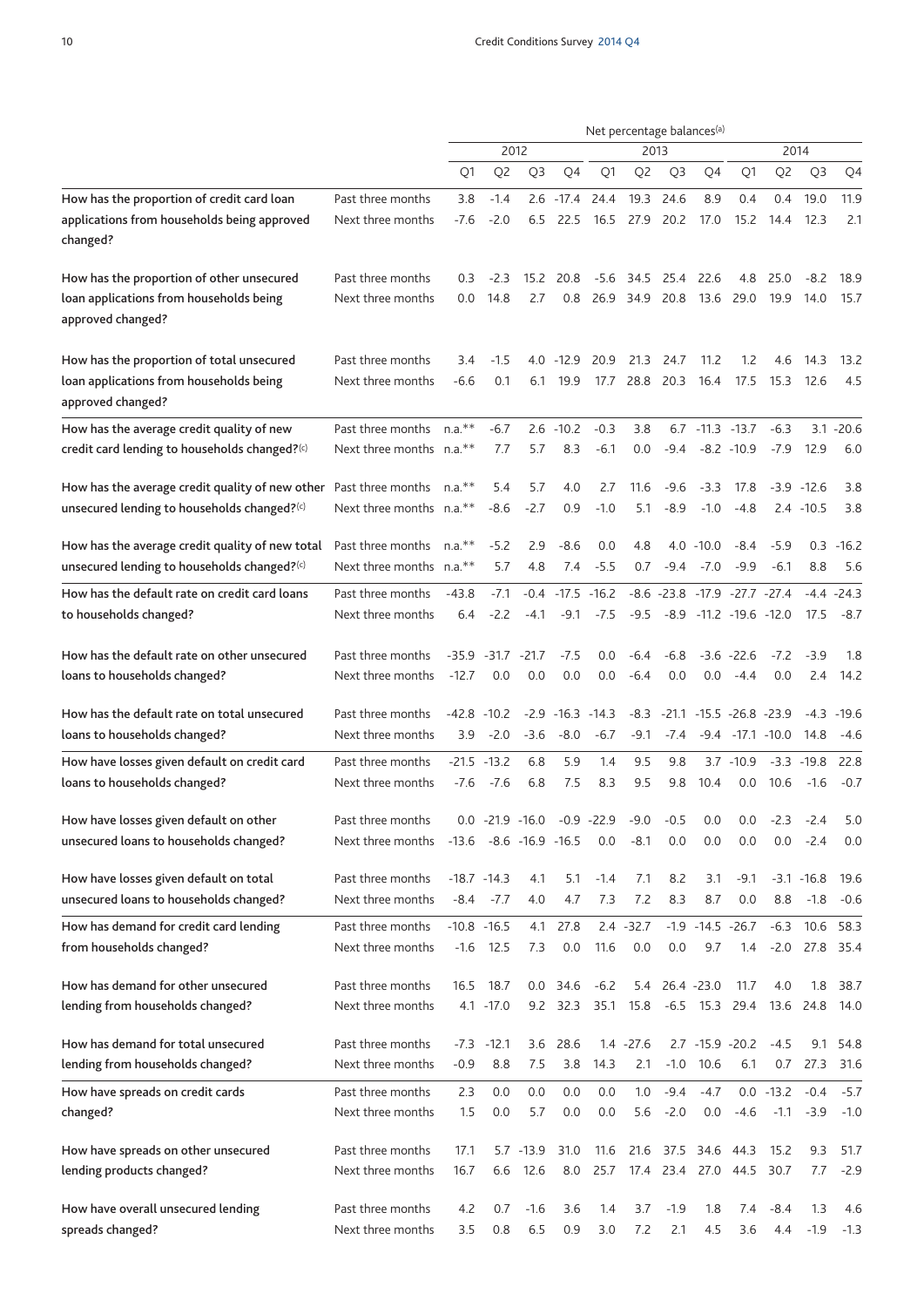| | | Net percentage balances(a) | | | | | | | | | | | |
|---|---|---|---|---|---|---|---|---|---|---|---|---|---|
| | | 2012 | | | | 2013 | | | | 2014 | | | |
| | | Q1 | Q2 | Q3 | Q4 | Q1 | Q2 | Q3 | Q4 | Q1 | Q2 | Q3 | Q4 |
| How has the proportion of credit card loan applications from households being approved changed? | Past three months | 3.8 | -1.4 | 2.6 | -17.4 | 24.4 | 19.3 | 24.6 | 8.9 | 0.4 | 0.4 | 19.0 | 11.9 |
| | Next three months | -7.6 | -2.0 | 6.5 | 22.5 | 16.5 | 27.9 | 20.2 | 17.0 | 15.2 | 14.4 | 12.3 | 2.1 |
| How has the proportion of other unsecured loan applications from households being approved changed? | Past three months | 0.3 | -2.3 | 15.2 | 20.8 | -5.6 | 34.5 | 25.4 | 22.6 | 4.8 | 25.0 | -8.2 | 18.9 |
| | Next three months | 0.0 | 14.8 | 2.7 | 0.8 | 26.9 | 34.9 | 20.8 | 13.6 | 29.0 | 19.9 | 14.0 | 15.7 |
| How has the proportion of total unsecured loan applications from households being approved changed? | Past three months | 3.4 | -1.5 | 4.0 | -12.9 | 20.9 | 21.3 | 24.7 | 11.2 | 1.2 | 4.6 | 14.3 | 13.2 |
| | Next three months | -6.6 | 0.1 | 6.1 | 19.9 | 17.7 | 28.8 | 20.3 | 16.4 | 17.5 | 15.3 | 12.6 | 4.5 |
| How has the average credit quality of new credit card lending to households changed?(c) | Past three months | n.a.** | -6.7 | 2.6 | -10.2 | -0.3 | 3.8 | 6.7 | -11.3 | -13.7 | -6.3 | 3.1 | -20.6 |
| | Next three months | n.a.** | 7.7 | 5.7 | 8.3 | -6.1 | 0.0 | -9.4 | -8.2 | -10.9 | -7.9 | 12.9 | 6.0 |
| How has the average credit quality of new other unsecured lending to households changed?(c) | Past three months | n.a.** | 5.4 | 5.7 | 4.0 | 2.7 | 11.6 | -9.6 | -3.3 | 17.8 | -3.9 | -12.6 | 3.8 |
| | Next three months | n.a.** | -8.6 | -2.7 | 0.9 | -1.0 | 5.1 | -8.9 | -1.0 | -4.8 | 2.4 | -10.5 | 3.8 |
| How has the average credit quality of new total unsecured lending to households changed?(c) | Past three months | n.a.** | -5.2 | 2.9 | -8.6 | 0.0 | 4.8 | 4.0 | -10.0 | -8.4 | -5.9 | 0.3 | -16.2 |
| | Next three months | n.a.** | 5.7 | 4.8 | 7.4 | -5.5 | 0.7 | -9.4 | -7.0 | -9.9 | -6.1 | 8.8 | 5.6 |
| How has the default rate on credit card loans to households changed? | Past three months | -43.8 | -7.1 | -0.4 | -17.5 | -16.2 | -8.6 | -23.8 | -17.9 | -27.7 | -27.4 | -4.4 | -24.3 |
| | Next three months | 6.4 | -2.2 | -4.1 | -9.1 | -7.5 | -9.5 | -8.9 | -11.2 | -19.6 | -12.0 | 17.5 | -8.7 |
| How has the default rate on other unsecured loans to households changed? | Past three months | -35.9 | -31.7 | -21.7 | -7.5 | 0.0 | -6.4 | -6.8 | -3.6 | -22.6 | -7.2 | -3.9 | 1.8 |
| | Next three months | -12.7 | 0.0 | 0.0 | 0.0 | 0.0 | -6.4 | 0.0 | 0.0 | -4.4 | 0.0 | 2.4 | 14.2 |
| How has the default rate on total unsecured loans to households changed? | Past three months | -42.8 | -10.2 | -2.9 | -16.3 | -14.3 | -8.3 | -21.1 | -15.5 | -26.8 | -23.9 | -4.3 | -19.6 |
| | Next three months | 3.9 | -2.0 | -3.6 | -8.0 | -6.7 | -9.1 | -7.4 | -9.4 | -17.1 | -10.0 | 14.8 | -4.6 |
| How have losses given default on credit card loans to households changed? | Past three months | -21.5 | -13.2 | 6.8 | 5.9 | 1.4 | 9.5 | 9.8 | 3.7 | -10.9 | -3.3 | -19.8 | 22.8 |
| | Next three months | -7.6 | -7.6 | 6.8 | 7.5 | 8.3 | 9.5 | 9.8 | 10.4 | 0.0 | 10.6 | -1.6 | -0.7 |
| How have losses given default on other unsecured loans to households changed? | Past three months | 0.0 | -21.9 | -16.0 | -0.9 | -22.9 | -9.0 | -0.5 | 0.0 | 0.0 | -2.3 | -2.4 | 5.0 |
| | Next three months | -13.6 | -8.6 | -16.9 | -16.5 | 0.0 | -8.1 | 0.0 | 0.0 | 0.0 | 0.0 | -2.4 | 0.0 |
| How have losses given default on total unsecured loans to households changed? | Past three months | -18.7 | -14.3 | 4.1 | 5.1 | -1.4 | 7.1 | 8.2 | 3.1 | -9.1 | -3.1 | -16.8 | 19.6 |
| | Next three months | -8.4 | -7.7 | 4.0 | 4.7 | 7.3 | 7.2 | 8.3 | 8.7 | 0.0 | 8.8 | -1.8 | -0.6 |
| How has demand for credit card lending from households changed? | Past three months | -10.8 | -16.5 | 4.1 | 27.8 | 2.4 | -32.7 | -1.9 | -14.5 | -26.7 | -6.3 | 10.6 | 58.3 |
| | Next three months | -1.6 | 12.5 | 7.3 | 0.0 | 11.6 | 0.0 | 0.0 | 9.7 | 1.4 | -2.0 | 27.8 | 35.4 |
| How has demand for other unsecured lending from households changed? | Past three months | 16.5 | 18.7 | 0.0 | 34.6 | -6.2 | 5.4 | 26.4 | -23.0 | 11.7 | 4.0 | 1.8 | 38.7 |
| | Next three months | 4.1 | -17.0 | 9.2 | 32.3 | 35.1 | 15.8 | -6.5 | 15.3 | 29.4 | 13.6 | 24.8 | 14.0 |
| How has demand for total unsecured lending from households changed? | Past three months | -7.3 | -12.1 | 3.6 | 28.6 | 1.4 | -27.6 | 2.7 | -15.9 | -20.2 | -4.5 | 9.1 | 54.8 |
| | Next three months | -0.9 | 8.8 | 7.5 | 3.8 | 14.3 | 2.1 | -1.0 | 10.6 | 6.1 | 0.7 | 27.3 | 31.6 |
| How have spreads on credit cards changed? | Past three months | 2.3 | 0.0 | 0.0 | 0.0 | 0.0 | 1.0 | -9.4 | -4.7 | 0.0 | -13.2 | -0.4 | -5.7 |
| | Next three months | 1.5 | 0.0 | 5.7 | 0.0 | 0.0 | 5.6 | -2.0 | 0.0 | -4.6 | -1.1 | -3.9 | -1.0 |
| How have spreads on other unsecured lending products changed? | Past three months | 17.1 | 5.7 | -13.9 | 31.0 | 11.6 | 21.6 | 37.5 | 34.6 | 44.3 | 15.2 | 9.3 | 51.7 |
| | Next three months | 16.7 | 6.6 | 12.6 | 8.0 | 25.7 | 17.4 | 23.4 | 27.0 | 44.5 | 30.7 | 7.7 | -2.9 |
| How have overall unsecured lending spreads changed? | Past three months | 4.2 | 0.7 | -1.6 | 3.6 | 1.4 | 3.7 | -1.9 | 1.8 | 7.4 | -8.4 | 1.3 | 4.6 |
| | Next three months | 3.5 | 0.8 | 6.5 | 0.9 | 3.0 | 7.2 | 2.1 | 4.5 | 3.6 | 4.4 | -1.9 | -1.3 |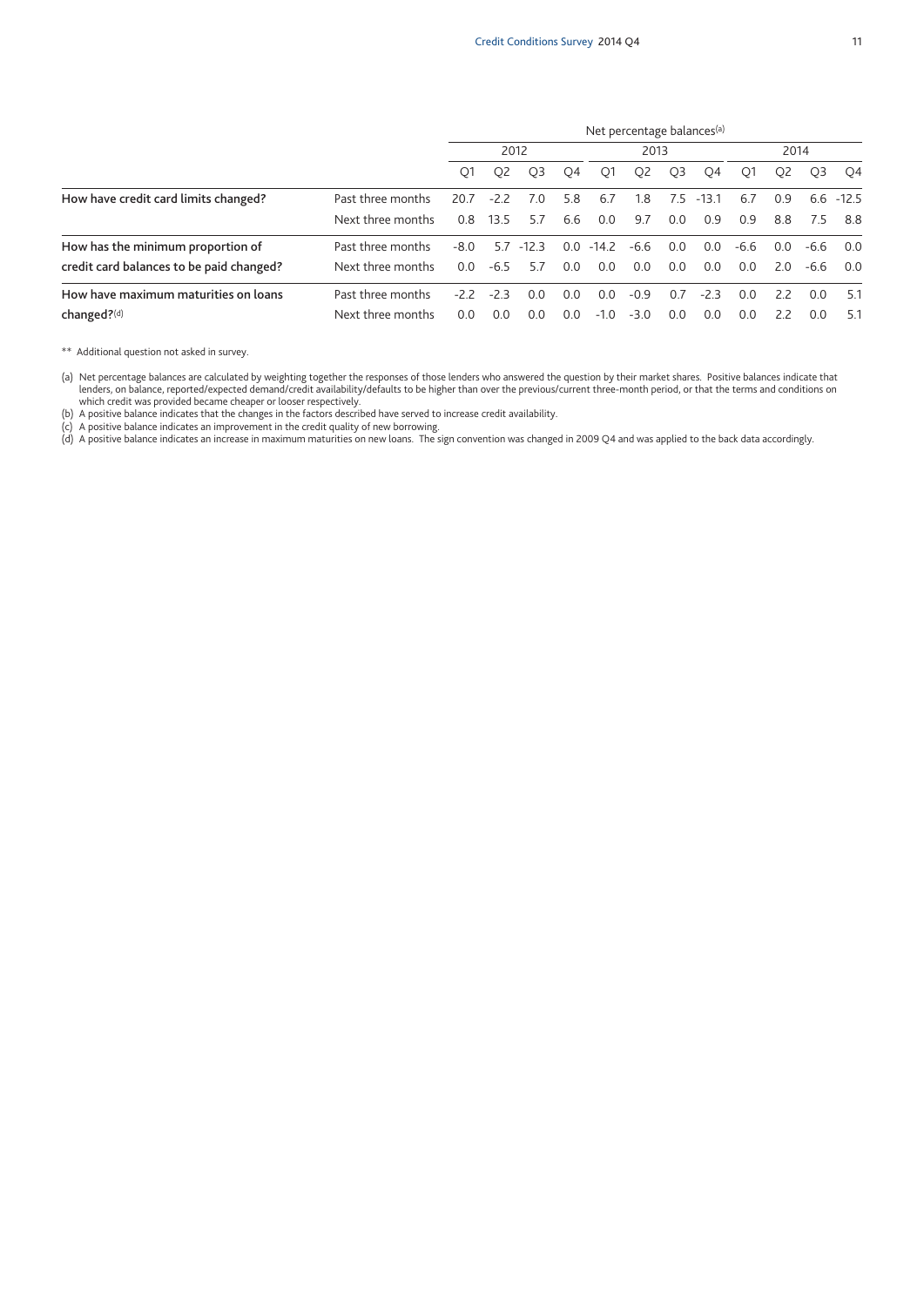| | | Net percentage balances[a] | | | | | | | | | | | |
|---|---|---|---|---|---|---|---|---|---|---|---|---|---|
| | | 2012 | | | | 2013 | | | | 2014 | | | |
| | | Q1 | Q2 | Q3 | Q4 | Q1 | Q2 | Q3 | Q4 | Q1 | Q2 | Q3 | Q4 |
| **How have credit card limits changed?** | Past three months | 20.7 | -2.2 | 7.0 | 5.8 | 6.7 | 1.8 | 7.5 | -13.1 | 6.7 | 0.9 | 6.6 | -12.5 |
| | Next three months | 0.8 | 13.5 | 5.7 | 6.6 | 0.0 | 9.7 | 0.0 | 0.9 | 0.9 | 8.8 | 7.5 | 8.8 |
| **How has the minimum proportion of credit card balances to be paid changed?** | Past three months | -8.0 | 5.7 | -12.3 | 0.0 | -14.2 | -6.6 | 0.0 | 0.0 | -6.6 | 0.0 | -6.6 | 0.0 |
| | Next three months | 0.0 | -6.5 | 5.7 | 0.0 | 0.0 | 0.0 | 0.0 | 0.0 | 0.0 | 2.0 | -6.6 | 0.0 |
| **How have maximum maturities on loans changed?[d]** | Past three months | -2.2 | -2.3 | 0.0 | 0.0 | 0.0 | -0.9 | 0.7 | -2.3 | 0.0 | 2.2 | 0.0 | 5.1 |
| | Next three months | 0.0 | 0.0 | 0.0 | 0.0 | -1.0 | -3.0 | 0.0 | 0.0 | 0.0 | 2.2 | 0.0 | 5.1 |

** Additional question not asked in survey.

(a) Net percentage balances are calculated by weighting together the responses of those lenders who answered the question by their market shares. Positive balances indicate that lenders, on balance, reported/expected demand/credit availability/defaults to be higher than over the previous/current three-month period, or that the terms and conditions on which credit was provided became cheaper or looser respectively.

(b) A positive balance indicates that the changes in the factors described have served to increase credit availability.

(c) A positive balance indicates an improvement in the credit quality of new borrowing.

(d) A positive balance indicates an increase in maximum maturities on new loans. The sign convention was changed in 2009 Q4 and was applied to the back data accordingly.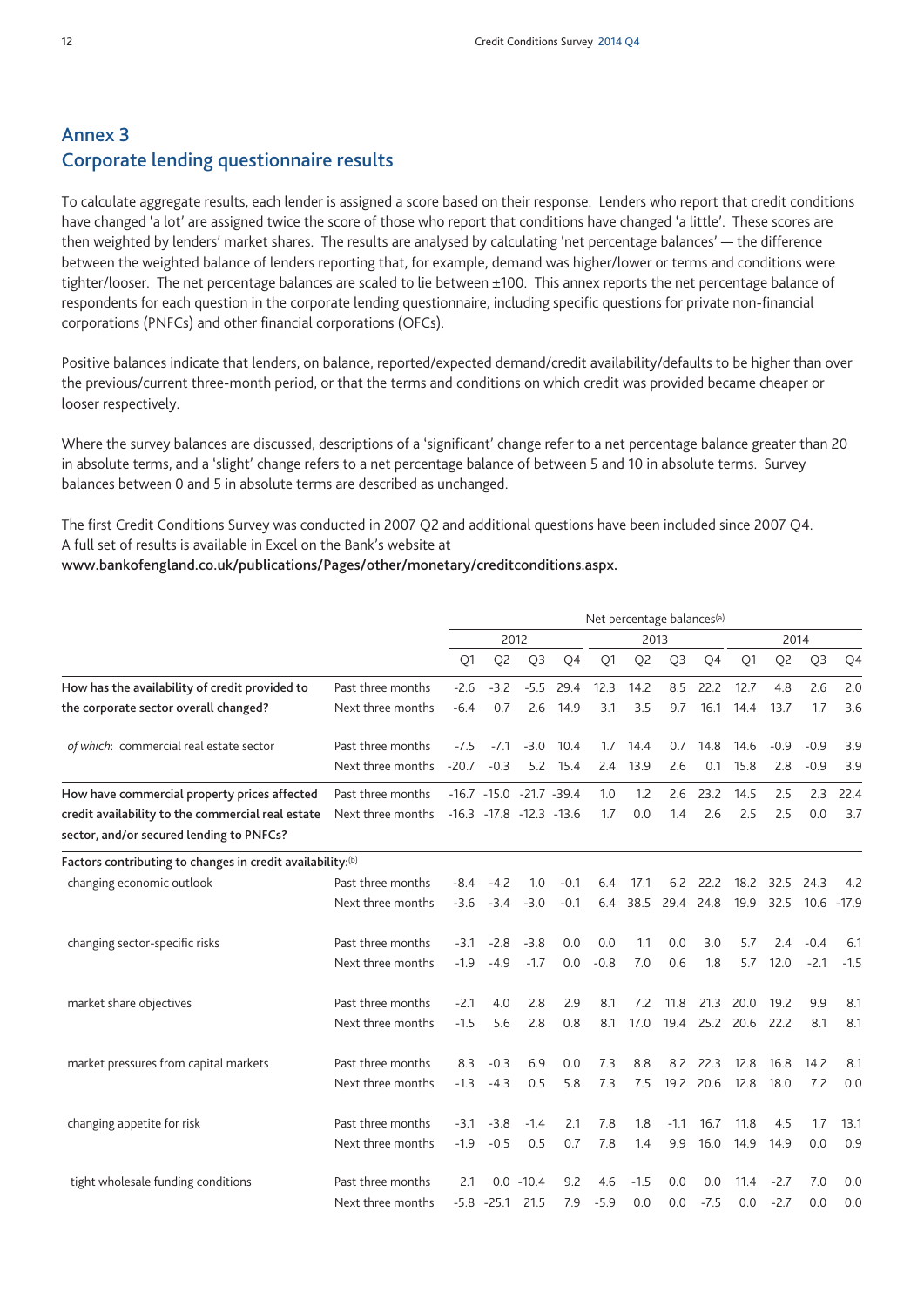## Annex 3
## Corporate lending questionnaire results

To calculate aggregate results, each lender is assigned a score based on their response. Lenders who report that credit conditions have changed 'a lot' are assigned twice the score of those who report that conditions have changed 'a little'. These scores are then weighted by lenders' market shares. The results are analysed by calculating 'net percentage balances' — the difference between the weighted balance of lenders reporting that, for example, demand was higher/lower or terms and conditions were tighter/looser. The net percentage balances are scaled to lie between ±100. This annex reports the net percentage balance of respondents for each question in the corporate lending questionnaire, including specific questions for private non-financial corporations (PNFCs) and other financial corporations (OFCs).

Positive balances indicate that lenders, on balance, reported/expected demand/credit availability/defaults to be higher than over the previous/current three-month period, or that the terms and conditions on which credit was provided became cheaper or looser respectively.

Where the survey balances are discussed, descriptions of a 'significant' change refer to a net percentage balance greater than 20 in absolute terms, and a 'slight' change refers to a net percentage balance of between 5 and 10 in absolute terms. Survey balances between 0 and 5 in absolute terms are described as unchanged.

The first Credit Conditions Survey was conducted in 2007 Q2 and additional questions have been included since 2007 Q4. A full set of results is available in Excel on the Bank's website at
**www.bankofengland.co.uk/publications/Pages/other/monetary/creditconditions.aspx.**

| | | Net percentage balances[(a)] | | | | | | | | | | | |
|---|---|---|---|---|---|---|---|---|---|---|---|---|---|
| | | 2012 | | | | 2013 | | | | 2014 | | | |
| | | Q1 | Q2 | Q3 | Q4 | Q1 | Q2 | Q3 | Q4 | Q1 | Q2 | Q3 | Q4 |
| **How has the availability of credit provided to the corporate sector overall changed?** | Past three months | -2.6 | -3.2 | -5.5 | 29.4 | 12.3 | 14.2 | 8.5 | 22.2 | 12.7 | 4.8 | 2.6 | 2.0 |
| | Next three months | -6.4 | 0.7 | 2.6 | 14.9 | 3.1 | 3.5 | 9.7 | 16.1 | 14.4 | 13.7 | 1.7 | 3.6 |
| *of which*: commercial real estate sector | Past three months | -7.5 | -7.1 | -3.0 | 10.4 | 1.7 | 14.4 | 0.7 | 14.8 | 14.6 | -0.9 | -0.9 | 3.9 |
| | Next three months | -20.7 | -0.3 | 5.2 | 15.4 | 2.4 | 13.9 | 2.6 | 0.1 | 15.8 | 2.8 | -0.9 | 3.9 |
| **How have commercial property prices affected credit availability to the commercial real estate sector, and/or secured lending to PNFCs?** | Past three months | -16.7 | -15.0 | -21.7 | -39.4 | 1.0 | 1.2 | 2.6 | 23.2 | 14.5 | 2.5 | 2.3 | 22.4 |
| | Next three months | -16.3 | -17.8 | -12.3 | -13.6 | 1.7 | 0.0 | 1.4 | 2.6 | 2.5 | 2.5 | 0.0 | 3.7 |
| **Factors contributing to changes in credit availability:**[(b)] | | | | | | | | | | | | | |
| changing economic outlook | Past three months | -8.4 | -4.2 | 1.0 | -0.1 | 6.4 | 17.1 | 6.2 | 22.2 | 18.2 | 32.5 | 24.3 | 4.2 |
| | Next three months | -3.6 | -3.4 | -3.0 | -0.1 | 6.4 | 38.5 | 29.4 | 24.8 | 19.9 | 32.5 | 10.6 | -17.9 |
| changing sector-specific risks | Past three months | -3.1 | -2.8 | -3.8 | 0.0 | 0.0 | 1.1 | 0.0 | 3.0 | 5.7 | 2.4 | -0.4 | 6.1 |
| | Next three months | -1.9 | -4.9 | -1.7 | 0.0 | -0.8 | 7.0 | 0.6 | 1.8 | 5.7 | 12.0 | -2.1 | -1.5 |
| market share objectives | Past three months | -2.1 | 4.0 | 2.8 | 2.9 | 8.1 | 7.2 | 11.8 | 21.3 | 20.0 | 19.2 | 9.9 | 8.1 |
| | Next three months | -1.5 | 5.6 | 2.8 | 0.8 | 8.1 | 17.0 | 19.4 | 25.2 | 20.6 | 22.2 | 8.1 | 8.1 |
| market pressures from capital markets | Past three months | 8.3 | -0.3 | 6.9 | 0.0 | 7.3 | 8.8 | 8.2 | 22.3 | 12.8 | 16.8 | 14.2 | 8.1 |
| | Next three months | -1.3 | -4.3 | 0.5 | 5.8 | 7.3 | 7.5 | 19.2 | 20.6 | 12.8 | 18.0 | 7.2 | 0.0 |
| changing appetite for risk | Past three months | -3.1 | -3.8 | -1.4 | 2.1 | 7.8 | 1.8 | -1.1 | 16.7 | 11.8 | 4.5 | 1.7 | 13.1 |
| | Next three months | -1.9 | -0.5 | 0.5 | 0.7 | 7.8 | 1.4 | 9.9 | 16.0 | 14.9 | 14.9 | 0.0 | 0.9 |
| tight wholesale funding conditions | Past three months | 2.1 | 0.0 | -10.4 | 9.2 | 4.6 | -1.5 | 0.0 | 0.0 | 11.4 | -2.7 | 7.0 | 0.0 |
| | Next three months | -5.8 | -25.1 | 21.5 | 7.9 | -5.9 | 0.0 | 0.0 | -7.5 | 0.0 | -2.7 | 0.0 | 0.0 |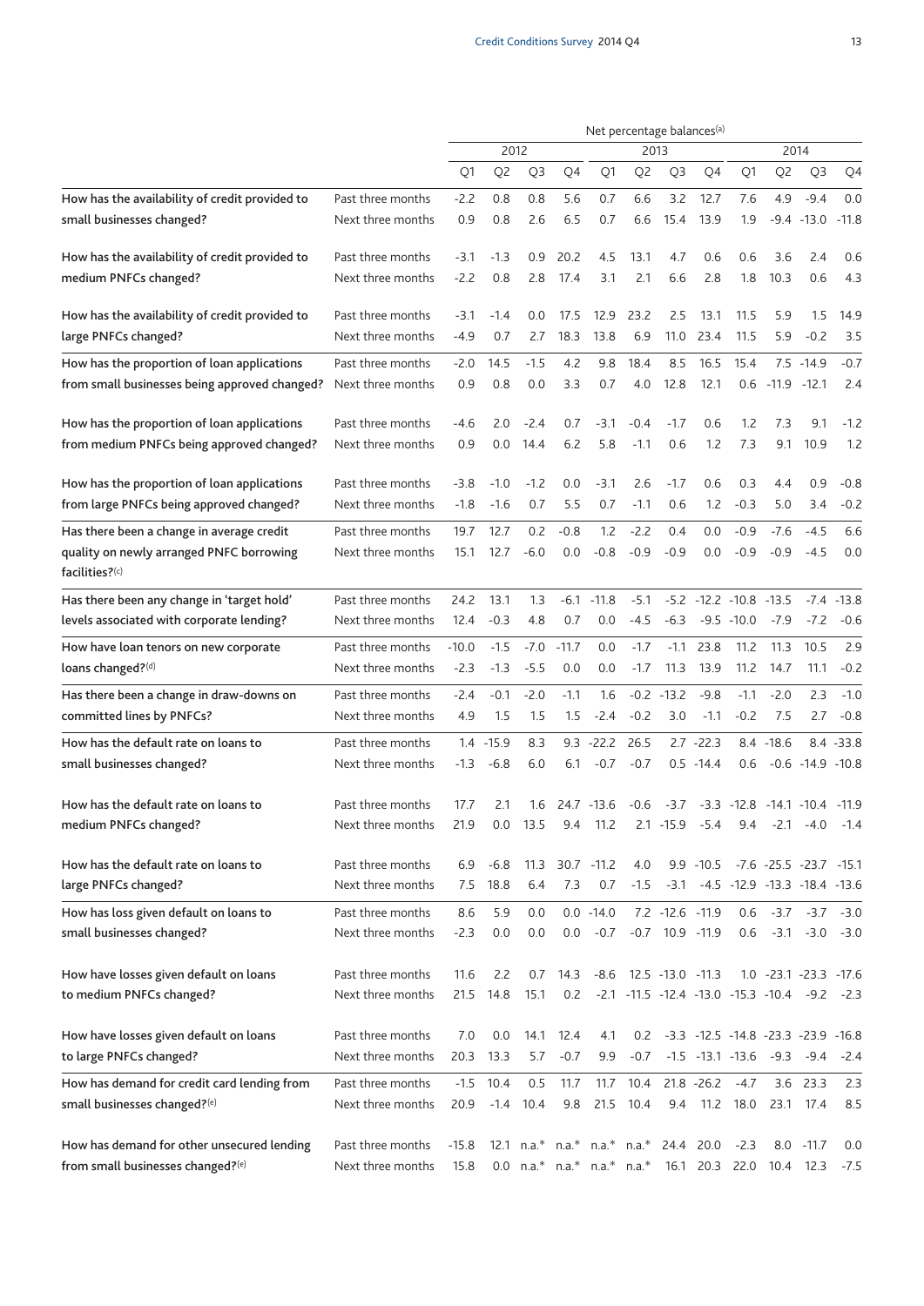| | | Net percentage balances(a) | | | | | | | | | | | |
|---|---|---|---|---|---|---|---|---|---|---|---|---|---|
| | | 2012 | | | | 2013 | | | | 2014 | | | |
| | | Q1 | Q2 | Q3 | Q4 | Q1 | Q2 | Q3 | Q4 | Q1 | Q2 | Q3 | Q4 |
| How has the availability of credit provided to small businesses changed? | Past three months | -2.2 | 0.8 | 0.8 | 5.6 | 0.7 | 6.6 | 3.2 | 12.7 | 7.6 | 4.9 | -9.4 | 0.0 |
| | Next three months | 0.9 | 0.8 | 2.6 | 6.5 | 0.7 | 6.6 | 15.4 | 13.9 | 1.9 | -9.4 | -13.0 | -11.8 |
| How has the availability of credit provided to medium PNFCs changed? | Past three months | -3.1 | -1.3 | 0.9 | 20.2 | 4.5 | 13.1 | 4.7 | 0.6 | 0.6 | 3.6 | 2.4 | 0.6 |
| | Next three months | -2.2 | 0.8 | 2.8 | 17.4 | 3.1 | 2.1 | 6.6 | 2.8 | 1.8 | 10.3 | 0.6 | 4.3 |
| How has the availability of credit provided to large PNFCs changed? | Past three months | -3.1 | -1.4 | 0.0 | 17.5 | 12.9 | 23.2 | 2.5 | 13.1 | 11.5 | 5.9 | 1.5 | 14.9 |
| | Next three months | -4.9 | 0.7 | 2.7 | 18.3 | 13.8 | 6.9 | 11.0 | 23.4 | 11.5 | 5.9 | -0.2 | 3.5 |
| How has the proportion of loan applications from small businesses being approved changed? | Past three months | -2.0 | 14.5 | -1.5 | 4.2 | 9.8 | 18.4 | 8.5 | 16.5 | 15.4 | 7.5 | -14.9 | -0.7 |
| | Next three months | 0.9 | 0.8 | 0.0 | 3.3 | 0.7 | 4.0 | 12.8 | 12.1 | 0.6 | -11.9 | -12.1 | 2.4 |
| How has the proportion of loan applications from medium PNFCs being approved changed? | Past three months | -4.6 | 2.0 | -2.4 | 0.7 | -3.1 | -0.4 | -1.7 | 0.6 | 1.2 | 7.3 | 9.1 | -1.2 |
| | Next three months | 0.9 | 0.0 | 14.4 | 6.2 | 5.8 | -1.1 | 0.6 | 1.2 | 7.3 | 9.1 | 10.9 | 1.2 |
| How has the proportion of loan applications from large PNFCs being approved changed? | Past three months | -3.8 | -1.0 | -1.2 | 0.0 | -3.1 | 2.6 | -1.7 | 0.6 | 0.3 | 4.4 | 0.9 | -0.8 |
| | Next three months | -1.8 | -1.6 | 0.7 | 5.5 | 0.7 | -1.1 | 0.6 | 1.2 | -0.3 | 5.0 | 3.4 | -0.2 |
| Has there been a change in average credit quality on newly arranged PNFC borrowing facilities?(c) | Past three months | 19.7 | 12.7 | 0.2 | -0.8 | 1.2 | -2.2 | 0.4 | 0.0 | -0.9 | -7.6 | -4.5 | 6.6 |
| | Next three months | 15.1 | 12.7 | -6.0 | 0.0 | -0.8 | -0.9 | -0.9 | 0.0 | -0.9 | -0.9 | -4.5 | 0.0 |
| Has there been any change in 'target hold' levels associated with corporate lending? | Past three months | 24.2 | 13.1 | 1.3 | -6.1 | -11.8 | -5.1 | -5.2 | -12.2 | -10.8 | -13.5 | -7.4 | -13.8 |
| | Next three months | 12.4 | -0.3 | 4.8 | 0.7 | 0.0 | -4.5 | -6.3 | -9.5 | -10.0 | -7.9 | -7.2 | -0.6 |
| How have loan tenors on new corporate loans changed?(d) | Past three months | -10.0 | -1.5 | -7.0 | -11.7 | 0.0 | -1.7 | -1.1 | 23.8 | 11.2 | 11.3 | 10.5 | 2.9 |
| | Next three months | -2.3 | -1.3 | -5.5 | 0.0 | 0.0 | -1.7 | 11.3 | 13.9 | 11.2 | 14.7 | 11.1 | -0.2 |
| Has there been a change in draw-downs on committed lines by PNFCs? | Past three months | -2.4 | -0.1 | -2.0 | -1.1 | 1.6 | -0.2 | -13.2 | -9.8 | -1.1 | -2.0 | 2.3 | -1.0 |
| | Next three months | 4.9 | 1.5 | 1.5 | 1.5 | -2.4 | -0.2 | 3.0 | -1.1 | -0.2 | 7.5 | 2.7 | -0.8 |
| How has the default rate on loans to small businesses changed? | Past three months | 1.4 | -15.9 | 8.3 | 9.3 | -22.2 | 26.5 | 2.7 | -22.3 | 8.4 | -18.6 | 8.4 | -33.8 |
| | Next three months | -1.3 | -6.8 | 6.0 | 6.1 | -0.7 | -0.7 | 0.5 | -14.4 | 0.6 | -0.6 | -14.9 | -10.8 |
| How has the default rate on loans to medium PNFCs changed? | Past three months | 17.7 | 2.1 | 1.6 | 24.7 | -13.6 | -0.6 | -3.7 | -3.3 | -12.8 | -14.1 | -10.4 | -11.9 |
| | Next three months | 21.9 | 0.0 | 13.5 | 9.4 | 11.2 | 2.1 | -15.9 | -5.4 | 9.4 | -2.1 | -4.0 | -1.4 |
| How has the default rate on loans to large PNFCs changed? | Past three months | 6.9 | -6.8 | 11.3 | 30.7 | -11.2 | 4.0 | 9.9 | -10.5 | -7.6 | -25.5 | -23.7 | -15.1 |
| | Next three months | 7.5 | 18.8 | 6.4 | 7.3 | 0.7 | -1.5 | -3.1 | -4.5 | -12.9 | -13.3 | -18.4 | -13.6 |
| How has loss given default on loans to small businesses changed? | Past three months | 8.6 | 5.9 | 0.0 | 0.0 | -14.0 | 7.2 | -12.6 | -11.9 | 0.6 | -3.7 | -3.7 | -3.0 |
| | Next three months | -2.3 | 0.0 | 0.0 | 0.0 | -0.7 | -0.7 | 10.9 | -11.9 | 0.6 | -3.1 | -3.0 | -3.0 |
| How have losses given default on loans to medium PNFCs changed? | Past three months | 11.6 | 2.2 | 0.7 | 14.3 | -8.6 | 12.5 | -13.0 | -11.3 | 1.0 | -23.1 | -23.3 | -17.6 |
| | Next three months | 21.5 | 14.8 | 15.1 | 0.2 | -2.1 | -11.5 | -12.4 | -13.0 | -15.3 | -10.4 | -9.2 | -2.3 |
| How have losses given default on loans to large PNFCs changed? | Past three months | 7.0 | 0.0 | 14.1 | 12.4 | 4.1 | 0.2 | -3.3 | -12.5 | -14.8 | -23.3 | -23.9 | -16.8 |
| | Next three months | 20.3 | 13.3 | 5.7 | -0.7 | 9.9 | -0.7 | -1.5 | -13.1 | -13.6 | -9.3 | -9.4 | -2.4 |
| How has demand for credit card lending from small businesses changed?(e) | Past three months | -1.5 | 10.4 | 0.5 | 11.7 | 11.7 | 10.4 | 21.8 | -26.2 | -4.7 | 3.6 | 23.3 | 2.3 |
| | Next three months | 20.9 | -1.4 | 10.4 | 9.8 | 21.5 | 10.4 | 9.4 | 11.2 | 18.0 | 23.1 | 17.4 | 8.5 |
| How has demand for other unsecured lending from small businesses changed?(e) | Past three months | -15.8 | 12.1 | n.a.* | n.a.* | n.a.* | n.a.* | 24.4 | 20.0 | -2.3 | 8.0 | -11.7 | 0.0 |
| | Next three months | 15.8 | 0.0 | n.a.* | n.a.* | n.a.* | n.a.* | 16.1 | 20.3 | 22.0 | 10.4 | 12.3 | -7.5 |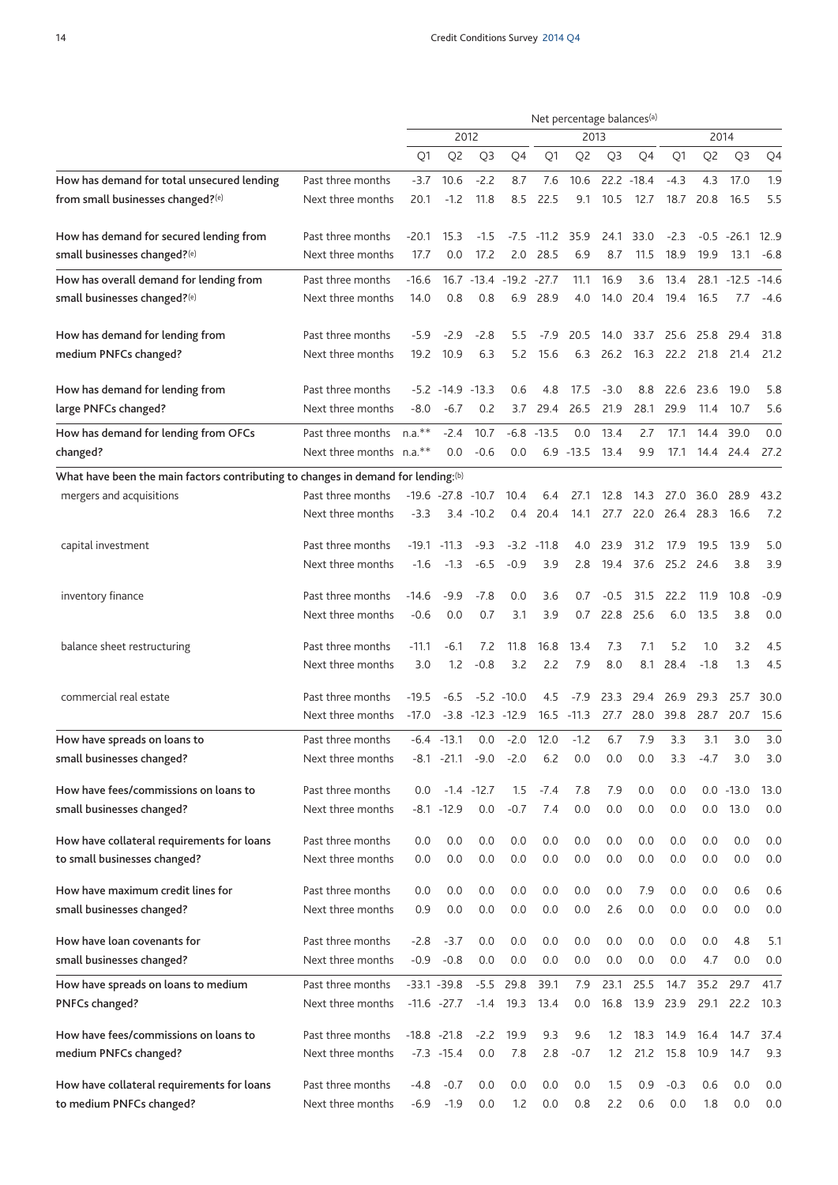| | | Net percentage balances(a) | | | | | | | | | | | |
|---|---|---|---|---|---|---|---|---|---|---|---|---|---|
| | | 2012 | | | | 2013 | | | | 2014 | | | |
| | | Q1 | Q2 | Q3 | Q4 | Q1 | Q2 | Q3 | Q4 | Q1 | Q2 | Q3 | Q4 |
| How has demand for total unsecured lending from small businesses changed?(e) | Past three months | -3.7 | 10.6 | -2.2 | 8.7 | 7.6 | 10.6 | 22.2 | -18.4 | -4.3 | 4.3 | 17.0 | 1.9 |
| | Next three months | 20.1 | -1.2 | 11.8 | 8.5 | 22.5 | 9.1 | 10.5 | 12.7 | 18.7 | 20.8 | 16.5 | 5.5 |
| How has demand for secured lending from small businesses changed?(e) | Past three months | -20.1 | 15.3 | -1.5 | -7.5 | -11.2 | 35.9 | 24.1 | 33.0 | -2.3 | -0.5 | -26.1 | 12..9 |
| | Next three months | 17.7 | 0.0 | 17.2 | 2.0 | 28.5 | 6.9 | 8.7 | 11.5 | 18.9 | 19.9 | 13.1 | -6.8 |
| How has overall demand for lending from small businesses changed?(e) | Past three months | -16.6 | 16.7 | -13.4 | -19.2 | -27.7 | 11.1 | 16.9 | 3.6 | 13.4 | 28.1 | -12.5 | -14.6 |
| | Next three months | 14.0 | 0.8 | 0.8 | 6.9 | 28.9 | 4.0 | 14.0 | 20.4 | 19.4 | 16.5 | 7.7 | -4.6 |
| How has demand for lending from medium PNFCs changed? | Past three months | -5.9 | -2.9 | -2.8 | 5.5 | -7.9 | 20.5 | 14.0 | 33.7 | 25.6 | 25.8 | 29.4 | 31.8 |
| | Next three months | 19.2 | 10.9 | 6.3 | 5.2 | 15.6 | 6.3 | 26.2 | 16.3 | 22.2 | 21.8 | 21.4 | 21.2 |
| How has demand for lending from large PNFCs changed? | Past three months | -5.2 | -14.9 | -13.3 | 0.6 | 4.8 | 17.5 | -3.0 | 8.8 | 22.6 | 23.6 | 19.0 | 5.8 |
| | Next three months | -8.0 | -6.7 | 0.2 | 3.7 | 29.4 | 26.5 | 21.9 | 28.1 | 29.9 | 11.4 | 10.7 | 5.6 |
| How has demand for lending from OFCs changed? | Past three months | n.a.** | -2.4 | 10.7 | -6.8 | -13.5 | 0.0 | 13.4 | 2.7 | 17.1 | 14.4 | 39.0 | 0.0 |
| | Next three months | n.a.** | 0.0 | -0.6 | 0.0 | 6.9 | -13.5 | 13.4 | 9.9 | 17.1 | 14.4 | 24.4 | 27.2 |
| What have been the main factors contributing to changes in demand for lending:(b) | | | | | | | | | | | | | |
| mergers and acquisitions | Past three months | -19.6 | -27.8 | -10.7 | 10.4 | 6.4 | 27.1 | 12.8 | 14.3 | 27.0 | 36.0 | 28.9 | 43.2 |
| | Next three months | -3.3 | 3.4 | -10.2 | 0.4 | 20.4 | 14.1 | 27.7 | 22.0 | 26.4 | 28.3 | 16.6 | 7.2 |
| capital investment | Past three months | -19.1 | -11.3 | -9.3 | -3.2 | -11.8 | 4.0 | 23.9 | 31.2 | 17.9 | 19.5 | 13.9 | 5.0 |
| | Next three months | -1.6 | -1.3 | -6.5 | -0.9 | 3.9 | 2.8 | 19.4 | 37.6 | 25.2 | 24.6 | 3.8 | 3.9 |
| inventory finance | Past three months | -14.6 | -9.9 | -7.8 | 0.0 | 3.6 | 0.7 | -0.5 | 31.5 | 22.2 | 11.9 | 10.8 | -0.9 |
| | Next three months | -0.6 | 0.0 | 0.7 | 3.1 | 3.9 | 0.7 | 22.8 | 25.6 | 6.0 | 13.5 | 3.8 | 0.0 |
| balance sheet restructuring | Past three months | -11.1 | -6.1 | 7.2 | 11.8 | 16.8 | 13.4 | 7.3 | 7.1 | 5.2 | 1.0 | 3.2 | 4.5 |
| | Next three months | 3.0 | 1.2 | -0.8 | 3.2 | 2.2 | 7.9 | 8.0 | 8.1 | 28.4 | -1.8 | 1.3 | 4.5 |
| commercial real estate | Past three months | -19.5 | -6.5 | -5.2 | -10.0 | 4.5 | -7.9 | 23.3 | 29.4 | 26.9 | 29.3 | 25.7 | 30.0 |
| | Next three months | -17.0 | -3.8 | -12.3 | -12.9 | 16.5 | -11.3 | 27.7 | 28.0 | 39.8 | 28.7 | 20.7 | 15.6 |
| How have spreads on loans to small businesses changed? | Past three months | -6.4 | -13.1 | 0.0 | -2.0 | 12.0 | -1.2 | 6.7 | 7.9 | 3.3 | 3.1 | 3.0 | 3.0 |
| | Next three months | -8.1 | -21.1 | -9.0 | -2.0 | 6.2 | 0.0 | 0.0 | 0.0 | 3.3 | -4.7 | 3.0 | 3.0 |
| How have fees/commissions on loans to small businesses changed? | Past three months | 0.0 | -1.4 | -12.7 | 1.5 | -7.4 | 7.8 | 7.9 | 0.0 | 0.0 | 0.0 | -13.0 | 13.0 |
| | Next three months | -8.1 | -12.9 | 0.0 | -0.7 | 7.4 | 0.0 | 0.0 | 0.0 | 0.0 | 0.0 | 13.0 | 0.0 |
| How have collateral requirements for loans to small businesses changed? | Past three months | 0.0 | 0.0 | 0.0 | 0.0 | 0.0 | 0.0 | 0.0 | 0.0 | 0.0 | 0.0 | 0.0 | 0.0 |
| | Next three months | 0.0 | 0.0 | 0.0 | 0.0 | 0.0 | 0.0 | 0.0 | 0.0 | 0.0 | 0.0 | 0.0 | 0.0 |
| How have maximum credit lines for small businesses changed? | Past three months | 0.0 | 0.0 | 0.0 | 0.0 | 0.0 | 0.0 | 0.0 | 7.9 | 0.0 | 0.0 | 0.6 | 0.6 |
| | Next three months | 0.9 | 0.0 | 0.0 | 0.0 | 0.0 | 0.0 | 2.6 | 0.0 | 0.0 | 0.0 | 0.0 | 0.0 |
| How have loan covenants for small businesses changed? | Past three months | -2.8 | -3.7 | 0.0 | 0.0 | 0.0 | 0.0 | 0.0 | 0.0 | 0.0 | 0.0 | 4.8 | 5.1 |
| | Next three months | -0.9 | -0.8 | 0.0 | 0.0 | 0.0 | 0.0 | 0.0 | 0.0 | 0.0 | 4.7 | 0.0 | 0.0 |
| How have spreads on loans to medium PNFCs changed? | Past three months | -33.1 | -39.8 | -5.5 | 29.8 | 39.1 | 7.9 | 23.1 | 25.5 | 14.7 | 35.2 | 29.7 | 41.7 |
| | Next three months | -11.6 | -27.7 | -1.4 | 19.3 | 13.4 | 0.0 | 16.8 | 13.9 | 23.9 | 29.1 | 22.2 | 10.3 |
| How have fees/commissions on loans to medium PNFCs changed? | Past three months | -18.8 | -21.8 | -2.2 | 19.9 | 9.3 | 9.6 | 1.2 | 18.3 | 14.9 | 16.4 | 14.7 | 37.4 |
| | Next three months | -7.3 | -15.4 | 0.0 | 7.8 | 2.8 | -0.7 | 1.2 | 21.2 | 15.8 | 10.9 | 14.7 | 9.3 |
| How have collateral requirements for loans to medium PNFCs changed? | Past three months | -4.8 | -0.7 | 0.0 | 0.0 | 0.0 | 0.0 | 1.5 | 0.9 | -0.3 | 0.6 | 0.0 | 0.0 |
| | Next three months | -6.9 | -1.9 | 0.0 | 1.2 | 0.0 | 0.8 | 2.2 | 0.6 | 0.0 | 1.8 | 0.0 | 0.0 |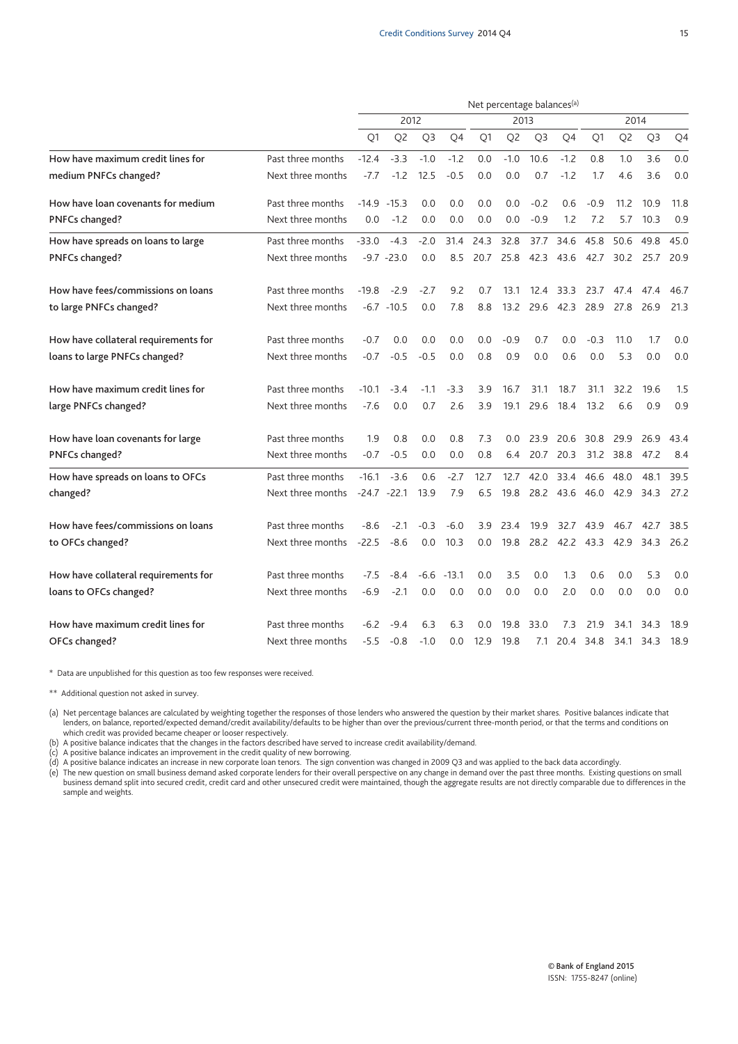| | | Net percentage balances[(a)] | | | | | | | | | | | |
|---|---|---|---|---|---|---|---|---|---|---|---|---|---|
| | | 2012 | | | | 2013 | | | | 2014 | | | |
| | | Q1 | Q2 | Q3 | Q4 | Q1 | Q2 | Q3 | Q4 | Q1 | Q2 | Q3 | Q4 |
| How have maximum credit lines for medium PNFCs changed? | Past three months | -12.4 | -3.3 | -1.0 | -1.2 | 0.0 | -1.0 | 10.6 | -1.2 | 0.8 | 1.0 | 3.6 | 0.0 |
| | Next three months | -7.7 | -1.2 | 12.5 | -0.5 | 0.0 | 0.0 | 0.7 | -1.2 | 1.7 | 4.6 | 3.6 | 0.0 |
| How have loan covenants for medium PNFCs changed? | Past three months | -14.9 | -15.3 | 0.0 | 0.0 | 0.0 | 0.0 | -0.2 | 0.6 | -0.9 | 11.2 | 10.9 | 11.8 |
| | Next three months | 0.0 | -1.2 | 0.0 | 0.0 | 0.0 | 0.0 | -0.9 | 1.2 | 7.2 | 5.7 | 10.3 | 0.9 |
| How have spreads on loans to large PNFCs changed? | Past three months | -33.0 | -4.3 | -2.0 | 31.4 | 24.3 | 32.8 | 37.7 | 34.6 | 45.8 | 50.6 | 49.8 | 45.0 |
| | Next three months | -9.7 | -23.0 | 0.0 | 8.5 | 20.7 | 25.8 | 42.3 | 43.6 | 42.7 | 30.2 | 25.7 | 20.9 |
| How have fees/commissions on loans to large PNFCs changed? | Past three months | -19.8 | -2.9 | -2.7 | 9.2 | 0.7 | 13.1 | 12.4 | 33.3 | 23.7 | 47.4 | 47.4 | 46.7 |
| | Next three months | -6.7 | -10.5 | 0.0 | 7.8 | 8.8 | 13.2 | 29.6 | 42.3 | 28.9 | 27.8 | 26.9 | 21.3 |
| How have collateral requirements for loans to large PNFCs changed? | Past three months | -0.7 | 0.0 | 0.0 | 0.0 | 0.0 | -0.9 | 0.7 | 0.0 | -0.3 | 11.0 | 1.7 | 0.0 |
| | Next three months | -0.7 | -0.5 | -0.5 | 0.0 | 0.8 | 0.9 | 0.0 | 0.6 | 0.0 | 5.3 | 0.0 | 0.0 |
| How have maximum credit lines for large PNFCs changed? | Past three months | -10.1 | -3.4 | -1.1 | -3.3 | 3.9 | 16.7 | 31.1 | 18.7 | 31.1 | 32.2 | 19.6 | 1.5 |
| | Next three months | -7.6 | 0.0 | 0.7 | 2.6 | 3.9 | 19.1 | 29.6 | 18.4 | 13.2 | 6.6 | 0.9 | 0.9 |
| How have loan covenants for large PNFCs changed? | Past three months | 1.9 | 0.8 | 0.0 | 0.8 | 7.3 | 0.0 | 23.9 | 20.6 | 30.8 | 29.9 | 26.9 | 43.4 |
| | Next three months | -0.7 | -0.5 | 0.0 | 0.0 | 0.8 | 6.4 | 20.7 | 20.3 | 31.2 | 38.8 | 47.2 | 8.4 |
| How have spreads on loans to OFCs changed? | Past three months | -16.1 | -3.6 | 0.6 | -2.7 | 12.7 | 12.7 | 42.0 | 33.4 | 46.6 | 48.0 | 48.1 | 39.5 |
| | Next three months | -24.7 | -22.1 | 13.9 | 7.9 | 6.5 | 19.8 | 28.2 | 43.6 | 46.0 | 42.9 | 34.3 | 27.2 |
| How have fees/commissions on loans to OFCs changed? | Past three months | -8.6 | -2.1 | -0.3 | -6.0 | 3.9 | 23.4 | 19.9 | 32.7 | 43.9 | 46.7 | 42.7 | 38.5 |
| | Next three months | -22.5 | -8.6 | 0.0 | 10.3 | 0.0 | 19.8 | 28.2 | 42.2 | 43.3 | 42.9 | 34.3 | 26.2 |
| How have collateral requirements for loans to OFCs changed? | Past three months | -7.5 | -8.4 | -6.6 | -13.1 | 0.0 | 3.5 | 0.0 | 1.3 | 0.6 | 0.0 | 5.3 | 0.0 |
| | Next three months | -6.9 | -2.1 | 0.0 | 0.0 | 0.0 | 0.0 | 0.0 | 2.0 | 0.0 | 0.0 | 0.0 | 0.0 |
| How have maximum credit lines for OFCs changed? | Past three months | -6.2 | -9.4 | 6.3 | 6.3 | 0.0 | 19.8 | 33.0 | 7.3 | 21.9 | 34.1 | 34.3 | 18.9 |
| | Next three months | -5.5 | -0.8 | -1.0 | 0.0 | 12.9 | 19.8 | 7.1 | 20.4 | 34.8 | 34.1 | 34.3 | 18.9 |

\* Data are unpublished for this question as too few responses were received.

\*\* Additional question not asked in survey.

(a) Net percentage balances are calculated by weighting together the responses of those lenders who answered the question by their market shares. Positive balances indicate that lenders, on balance, reported/expected demand/credit availability/defaults to be higher than over the previous/current three-month period, or that the terms and conditions on which credit was provided became cheaper or looser respectively.

(b) A positive balance indicates that the changes in the factors described have served to increase credit availability/demand.

(c) A positive balance indicates an improvement in the credit quality of new borrowing.

(d) A positive balance indicates an increase in new corporate loan tenors. The sign convention was changed in 2009 Q3 and was applied to the back data accordingly.

(e) The new question on small business demand asked corporate lenders for their overall perspective on any change in demand over the past three months. Existing questions on small business demand split into secured credit, credit card and other unsecured credit were maintained, though the aggregate results are not directly comparable due to differences in the sample and weights.

© Bank of England 2015
ISSN: 1755-8247 (online)